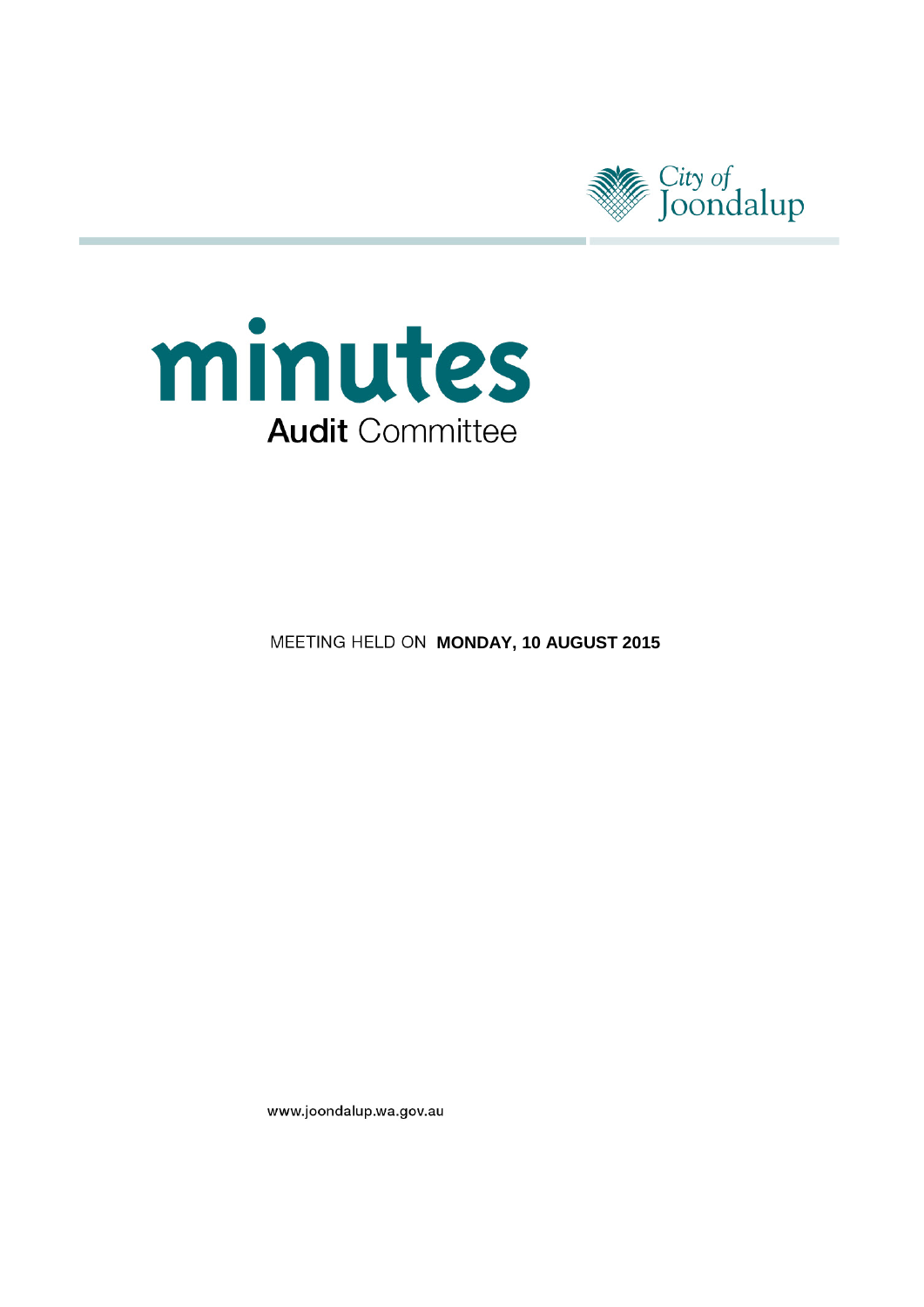City of Joondalup

# minutes

## Audit Committee

MEETING HELD ON **MONDAY, 10 AUGUST 2015**

www.joondalup.wa.gov.au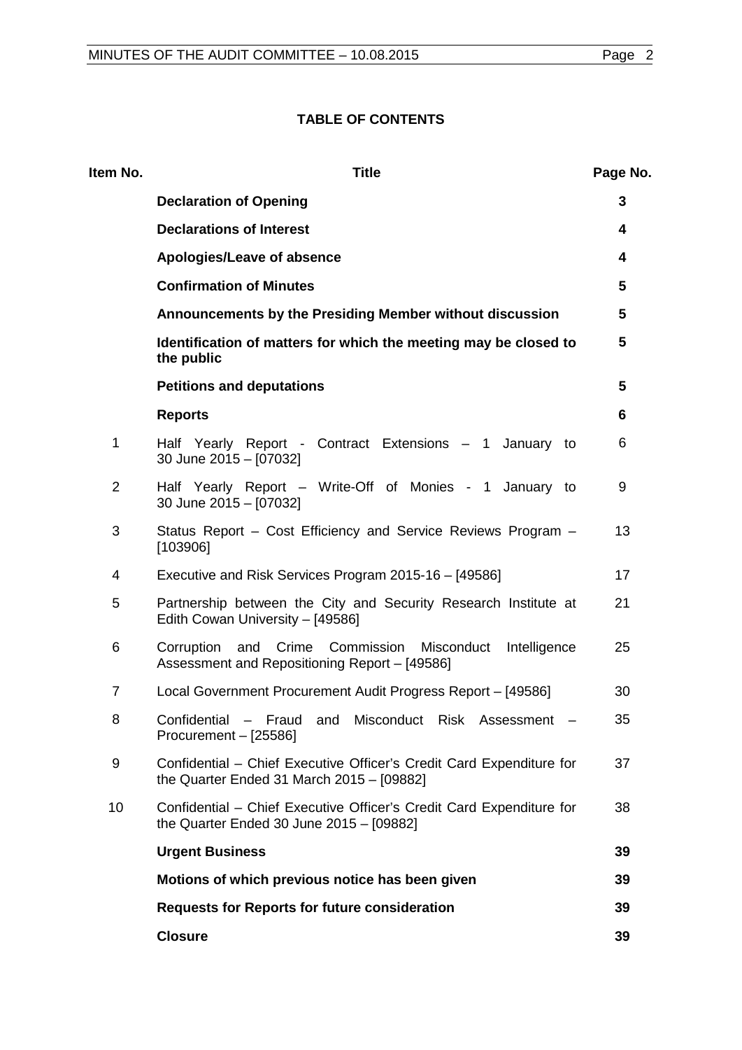**TABLE OF CONTENTS**

| Item No. | Title | Page No. |
|---|---|---|
| | **Declaration of Opening** | **3** |
| | **Declarations of Interest** | **4** |
| | **Apologies/Leave of absence** | **4** |
| | **Confirmation of Minutes** | **5** |
| | **Announcements by the Presiding Member without discussion** | **5** |
| | **Identification of matters for which the meeting may be closed to the public** | **5** |
| | **Petitions and deputations** | **5** |
| | **Reports** | **6** |
| 1 | Half Yearly Report - Contract Extensions – 1 January to 30 June 2015 – [07032] | 6 |
| 2 | Half Yearly Report – Write-Off of Monies - 1 January to 30 June 2015 – [07032] | 9 |
| 3 | Status Report – Cost Efficiency and Service Reviews Program – [103906] | 13 |
| 4 | Executive and Risk Services Program 2015-16 – [49586] | 17 |
| 5 | Partnership between the City and Security Research Institute at Edith Cowan University – [49586] | 21 |
| 6 | Corruption and Crime Commission Misconduct Intelligence Assessment and Repositioning Report – [49586] | 25 |
| 7 | Local Government Procurement Audit Progress Report – [49586] | 30 |
| 8 | Confidential – Fraud and Misconduct Risk Assessment – Procurement – [25586] | 35 |
| 9 | Confidential – Chief Executive Officer's Credit Card Expenditure for the Quarter Ended 31 March 2015 – [09882] | 37 |
| 10 | Confidential – Chief Executive Officer's Credit Card Expenditure for the Quarter Ended 30 June 2015 – [09882] | 38 |
| | **Urgent Business** | **39** |
| | **Motions of which previous notice has been given** | **39** |
| | **Requests for Reports for future consideration** | **39** |
| | **Closure** | **39** |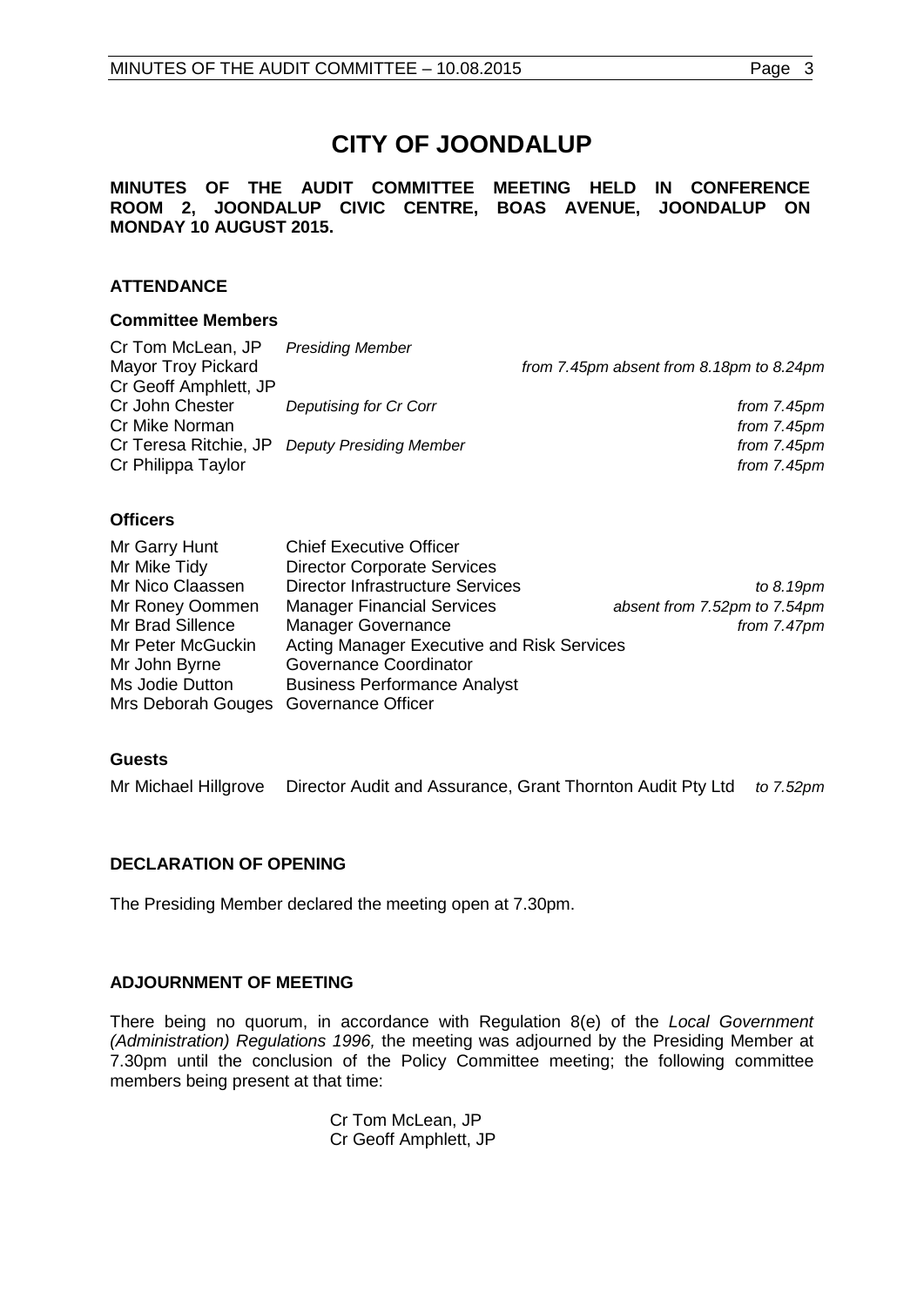# CITY OF JOONDALUP

**MINUTES OF THE AUDIT COMMITTEE MEETING HELD IN CONFERENCE ROOM 2, JOONDALUP CIVIC CENTRE, BOAS AVENUE, JOONDALUP ON MONDAY 10 AUGUST 2015.**

## ATTENDANCE

### Committee Members

| | | |
|---|---|---|
| Cr Tom McLean, JP | *Presiding Member* | |
| Mayor Troy Pickard | | *from 7.45pm absent from 8.18pm to 8.24pm* |
| Cr Geoff Amphlett, JP | | |
| Cr John Chester | *Deputising for Cr Corr* | *from 7.45pm* |
| Cr Mike Norman | | *from 7.45pm* |
| Cr Teresa Ritchie, JP | *Deputy Presiding Member* | *from 7.45pm* |
| Cr Philippa Taylor | | *from 7.45pm* |

### Officers

| | | |
|---|---|---|
| Mr Garry Hunt | Chief Executive Officer | |
| Mr Mike Tidy | Director Corporate Services | |
| Mr Nico Claassen | Director Infrastructure Services | *to 8.19pm* |
| Mr Roney Oommen | Manager Financial Services | *absent from 7.52pm to 7.54pm* |
| Mr Brad Sillence | Manager Governance | *from 7.47pm* |
| Mr Peter McGuckin | Acting Manager Executive and Risk Services | |
| Mr John Byrne | Governance Coordinator | |
| Ms Jodie Dutton | Business Performance Analyst | |
| Mrs Deborah Gouges | Governance Officer | |

### Guests

| | | |
|---|---|---|
| Mr Michael Hillgrove | Director Audit and Assurance, Grant Thornton Audit Pty Ltd | *to 7.52pm* |

## DECLARATION OF OPENING

The Presiding Member declared the meeting open at 7.30pm.

## ADJOURNMENT OF MEETING

There being no quorum, in accordance with Regulation 8(e) of the *Local Government (Administration) Regulations 1996,* the meeting was adjourned by the Presiding Member at 7.30pm until the conclusion of the Policy Committee meeting; the following committee members being present at that time:

Cr Tom McLean, JP  
Cr Geoff Amphlett, JP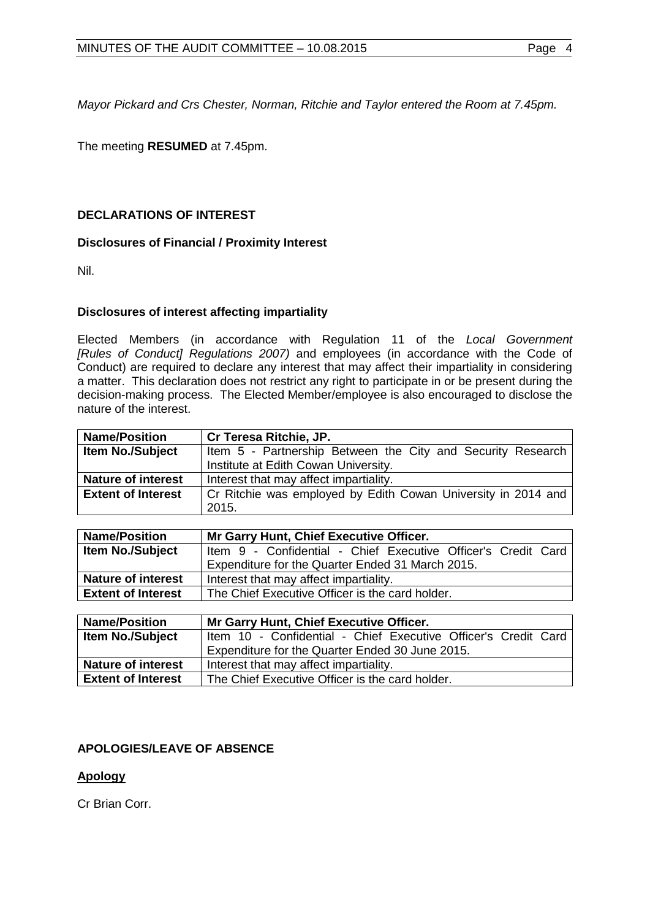*Mayor Pickard and Crs Chester, Norman, Ritchie and Taylor entered the Room at 7.45pm.*

The meeting **RESUMED** at 7.45pm.

## DECLARATIONS OF INTEREST

### Disclosures of Financial / Proximity Interest

Nil.

### Disclosures of interest affecting impartiality

Elected Members (in accordance with Regulation 11 of the *Local Government [Rules of Conduct] Regulations 2007)* and employees (in accordance with the Code of Conduct) are required to declare any interest that may affect their impartiality in considering a matter. This declaration does not restrict any right to participate in or be present during the decision-making process. The Elected Member/employee is also encouraged to disclose the nature of the interest.

| **Name/Position** | **Cr Teresa Ritchie, JP.** |
|---|---|
| **Item No./Subject** | Item 5 - Partnership Between the City and Security Research Institute at Edith Cowan University. |
| **Nature of interest** | Interest that may affect impartiality. |
| **Extent of Interest** | Cr Ritchie was employed by Edith Cowan University in 2014 and 2015. |

| **Name/Position** | **Mr Garry Hunt, Chief Executive Officer.** |
|---|---|
| **Item No./Subject** | Item 9 - Confidential - Chief Executive Officer's Credit Card Expenditure for the Quarter Ended 31 March 2015. |
| **Nature of interest** | Interest that may affect impartiality. |
| **Extent of Interest** | The Chief Executive Officer is the card holder. |

| **Name/Position** | **Mr Garry Hunt, Chief Executive Officer.** |
|---|---|
| **Item No./Subject** | Item 10 - Confidential - Chief Executive Officer's Credit Card Expenditure for the Quarter Ended 30 June 2015. |
| **Nature of interest** | Interest that may affect impartiality. |
| **Extent of Interest** | The Chief Executive Officer is the card holder. |

## APOLOGIES/LEAVE OF ABSENCE

### Apology

Cr Brian Corr.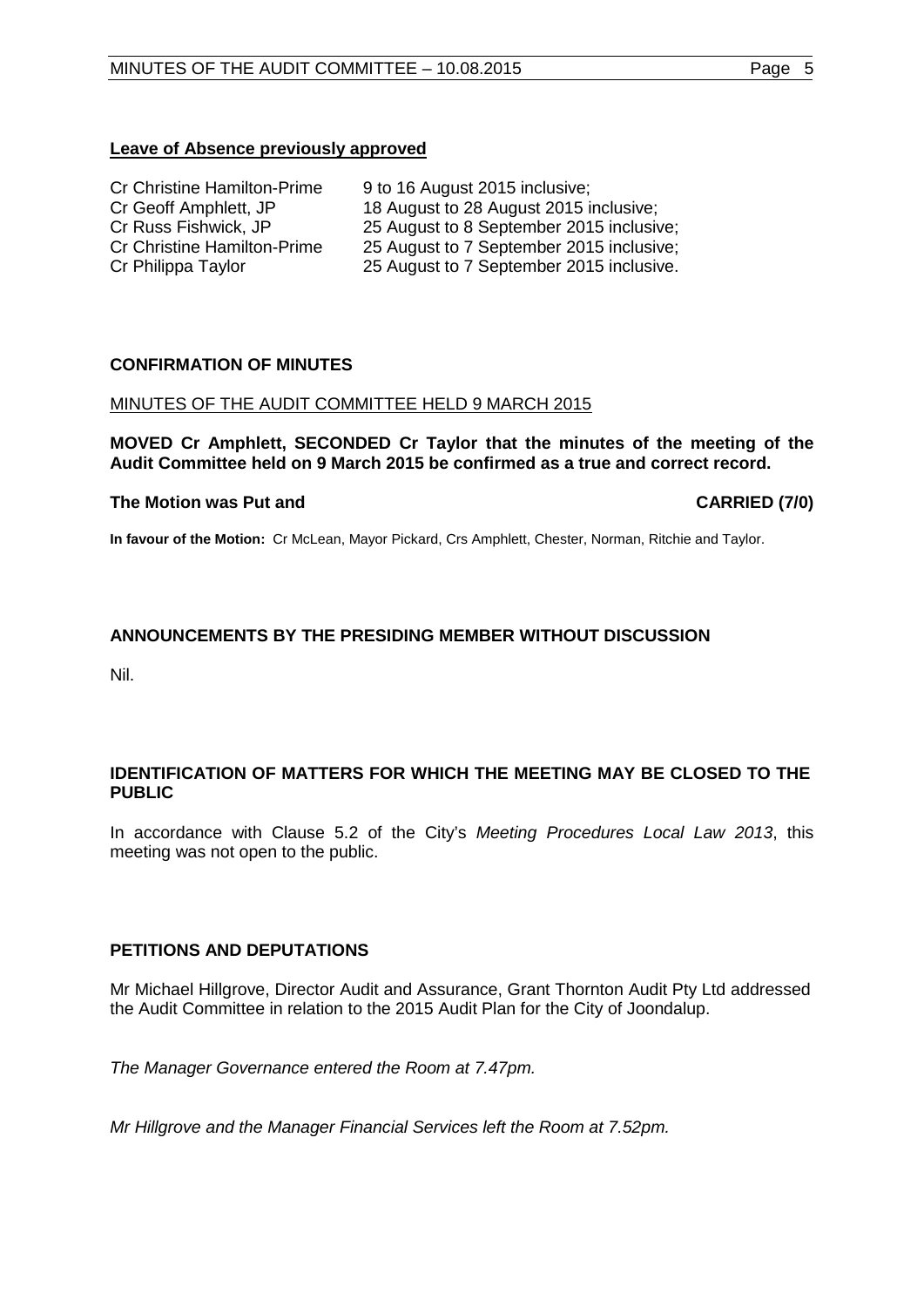**Leave of Absence previously approved**

| | |
|---|---|
| Cr Christine Hamilton-Prime | 9 to 16 August 2015 inclusive; |
| Cr Geoff Amphlett, JP | 18 August to 28 August 2015 inclusive; |
| Cr Russ Fishwick, JP | 25 August to 8 September 2015 inclusive; |
| Cr Christine Hamilton-Prime | 25 August to 7 September 2015 inclusive; |
| Cr Philippa Taylor | 25 August to 7 September 2015 inclusive. |

## CONFIRMATION OF MINUTES

MINUTES OF THE AUDIT COMMITTEE HELD 9 MARCH 2015

**MOVED Cr Amphlett, SECONDED Cr Taylor that the minutes of the meeting of the Audit Committee held on 9 March 2015 be confirmed as a true and correct record.**

**The Motion was Put and CARRIED (7/0)**

**In favour of the Motion:** Cr McLean, Mayor Pickard, Crs Amphlett, Chester, Norman, Ritchie and Taylor.

## ANNOUNCEMENTS BY THE PRESIDING MEMBER WITHOUT DISCUSSION

Nil.

## IDENTIFICATION OF MATTERS FOR WHICH THE MEETING MAY BE CLOSED TO THE PUBLIC

In accordance with Clause 5.2 of the City's *Meeting Procedures Local Law 2013*, this meeting was not open to the public.

## PETITIONS AND DEPUTATIONS

Mr Michael Hillgrove, Director Audit and Assurance, Grant Thornton Audit Pty Ltd addressed the Audit Committee in relation to the 2015 Audit Plan for the City of Joondalup.

*The Manager Governance entered the Room at 7.47pm.*

*Mr Hillgrove and the Manager Financial Services left the Room at 7.52pm.*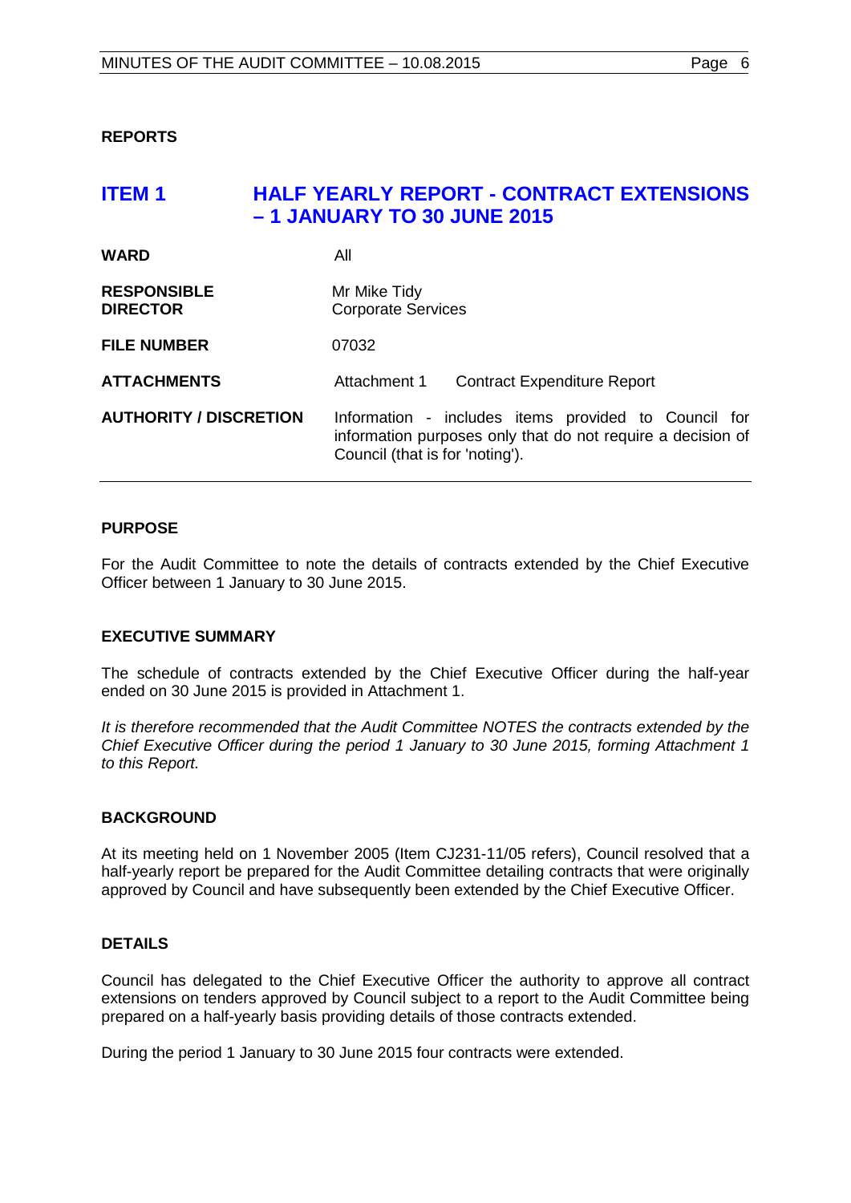**REPORTS**

## ITEM 1 HALF YEARLY REPORT - CONTRACT EXTENSIONS – 1 JANUARY TO 30 JUNE 2015

| | |
|---|---|
| **WARD** | All |
| **RESPONSIBLE DIRECTOR** | Mr Mike Tidy<br>Corporate Services |
| **FILE NUMBER** | 07032 |
| **ATTACHMENTS** | Attachment 1 Contract Expenditure Report |
| **AUTHORITY / DISCRETION** | Information - includes items provided to Council for information purposes only that do not require a decision of Council (that is for 'noting'). |

### PURPOSE

For the Audit Committee to note the details of contracts extended by the Chief Executive Officer between 1 January to 30 June 2015.

### EXECUTIVE SUMMARY

The schedule of contracts extended by the Chief Executive Officer during the half-year ended on 30 June 2015 is provided in Attachment 1.

*It is therefore recommended that the Audit Committee NOTES the contracts extended by the Chief Executive Officer during the period 1 January to 30 June 2015, forming Attachment 1 to this Report.*

### BACKGROUND

At its meeting held on 1 November 2005 (Item CJ231-11/05 refers), Council resolved that a half-yearly report be prepared for the Audit Committee detailing contracts that were originally approved by Council and have subsequently been extended by the Chief Executive Officer.

### DETAILS

Council has delegated to the Chief Executive Officer the authority to approve all contract extensions on tenders approved by Council subject to a report to the Audit Committee being prepared on a half-yearly basis providing details of those contracts extended.

During the period 1 January to 30 June 2015 four contracts were extended.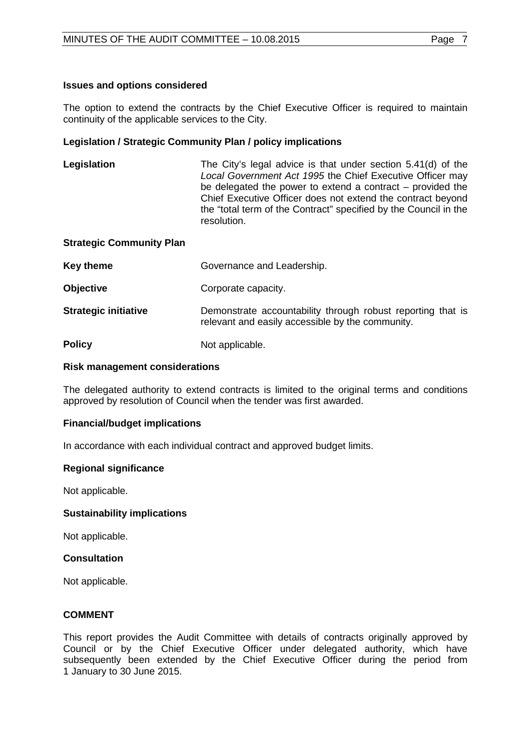**Issues and options considered**

The option to extend the contracts by the Chief Executive Officer is required to maintain continuity of the applicable services to the City.

**Legislation / Strategic Community Plan / policy implications**

| | |
|---|---|
| **Legislation** | The City's legal advice is that under section 5.41(d) of the *Local Government Act 1995* the Chief Executive Officer may be delegated the power to extend a contract – provided the Chief Executive Officer does not extend the contract beyond the "total term of the Contract" specified by the Council in the resolution. |

**Strategic Community Plan**

| | |
|---|---|
| **Key theme** | Governance and Leadership. |
| **Objective** | Corporate capacity. |
| **Strategic initiative** | Demonstrate accountability through robust reporting that is relevant and easily accessible by the community. |
| **Policy** | Not applicable. |

**Risk management considerations**

The delegated authority to extend contracts is limited to the original terms and conditions approved by resolution of Council when the tender was first awarded.

**Financial/budget implications**

In accordance with each individual contract and approved budget limits.

**Regional significance**

Not applicable.

**Sustainability implications**

Not applicable.

**Consultation**

Not applicable.

**COMMENT**

This report provides the Audit Committee with details of contracts originally approved by Council or by the Chief Executive Officer under delegated authority, which have subsequently been extended by the Chief Executive Officer during the period from 1 January to 30 June 2015.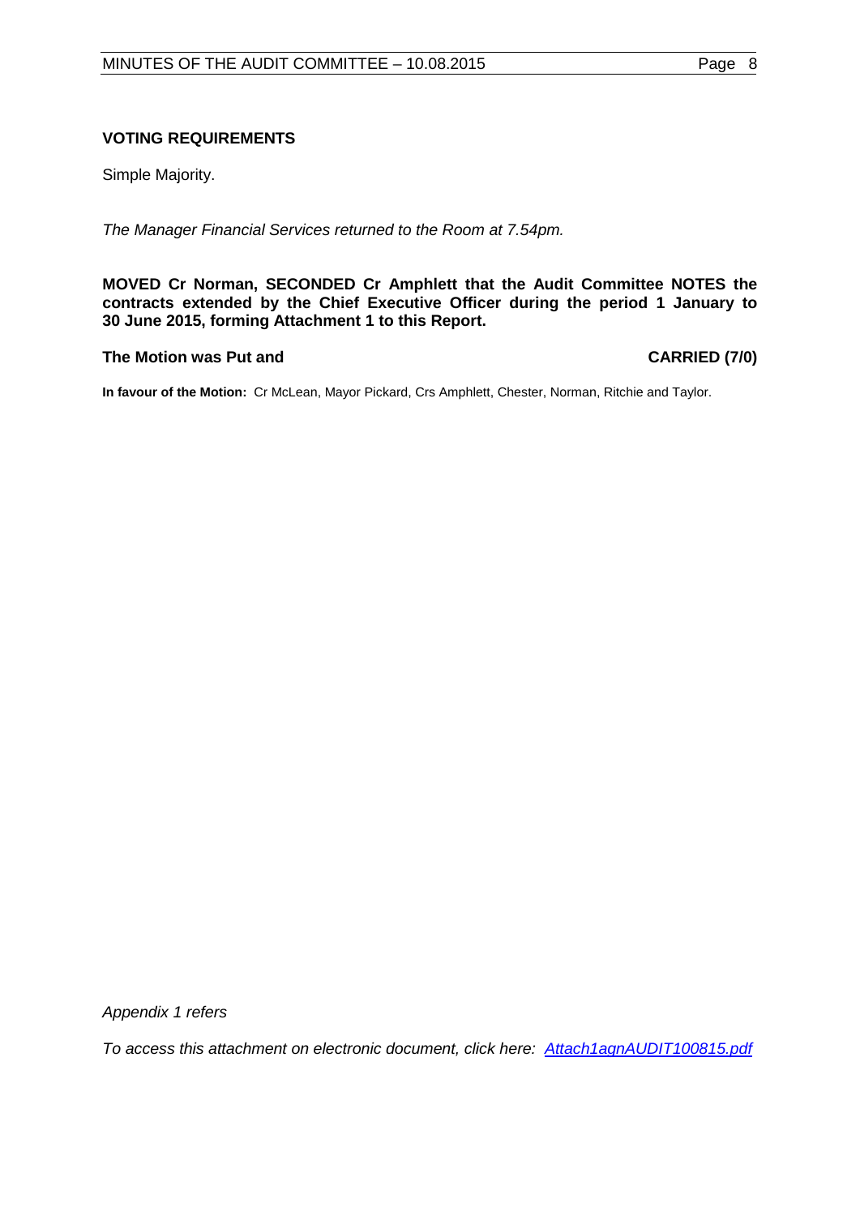**VOTING REQUIREMENTS**

Simple Majority.

*The Manager Financial Services returned to the Room at 7.54pm.*

**MOVED Cr Norman, SECONDED Cr Amphlett that the Audit Committee NOTES the contracts extended by the Chief Executive Officer during the period 1 January to 30 June 2015, forming Attachment 1 to this Report.**

**The Motion was Put and CARRIED (7/0)**

**In favour of the Motion:** Cr McLean, Mayor Pickard, Crs Amphlett, Chester, Norman, Ritchie and Taylor.

*Appendix 1 refers*

*To access this attachment on electronic document, click here: Attach1agnAUDIT100815.pdf*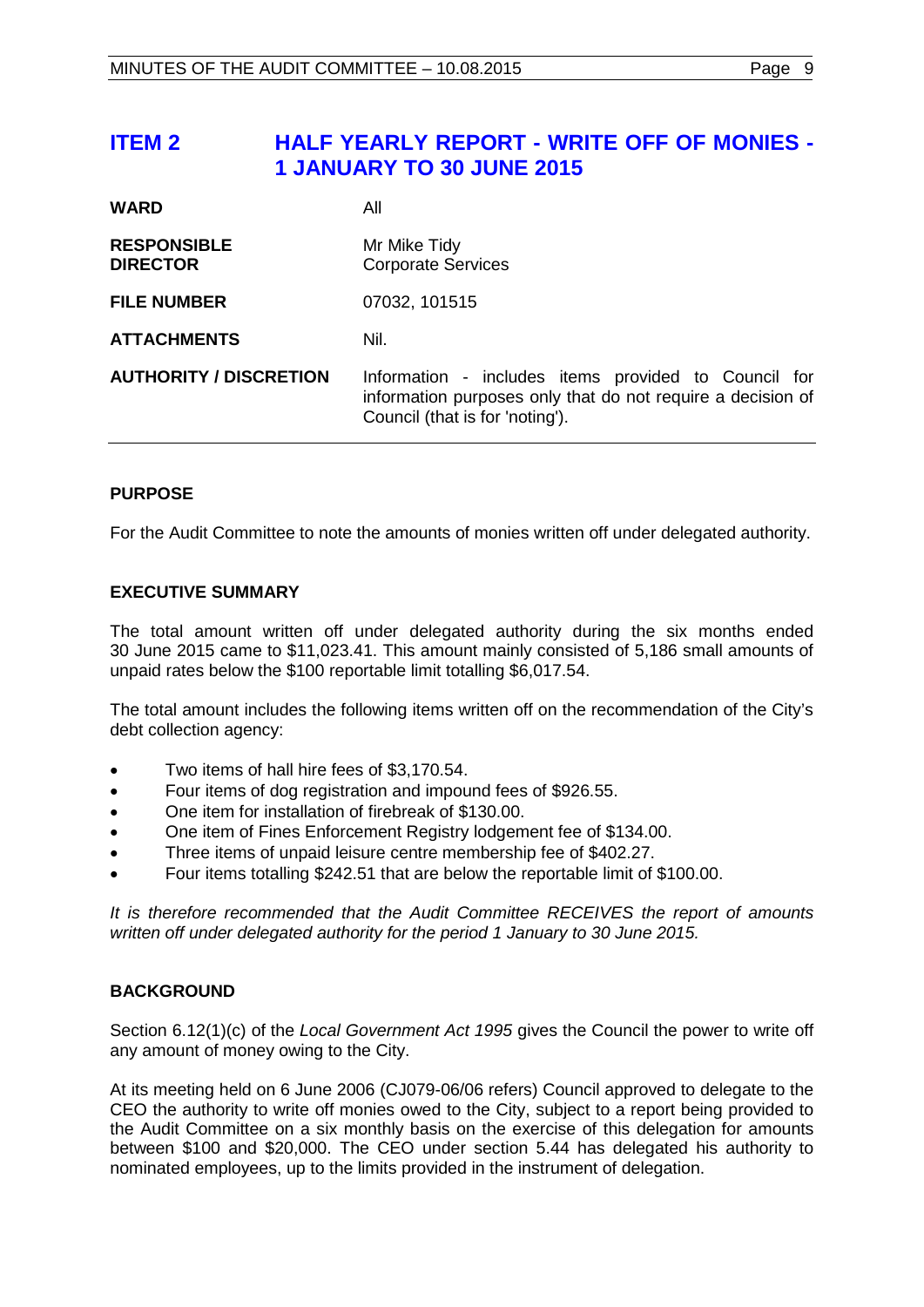# ITEM 2 HALF YEARLY REPORT - WRITE OFF OF MONIES - 1 JANUARY TO 30 JUNE 2015

| | |
|---|---|
| **WARD** | All |
| **RESPONSIBLE DIRECTOR** | Mr Mike Tidy<br>Corporate Services |
| **FILE NUMBER** | 07032, 101515 |
| **ATTACHMENTS** | Nil. |
| **AUTHORITY / DISCRETION** | Information - includes items provided to Council for information purposes only that do not require a decision of Council (that is for 'noting'). |

## PURPOSE

For the Audit Committee to note the amounts of monies written off under delegated authority.

## EXECUTIVE SUMMARY

The total amount written off under delegated authority during the six months ended 30 June 2015 came to $11,023.41. This amount mainly consisted of 5,186 small amounts of unpaid rates below the $100 reportable limit totalling $6,017.54.

The total amount includes the following items written off on the recommendation of the City's debt collection agency:

- Two items of hall hire fees of $3,170.54.
- Four items of dog registration and impound fees of $926.55.
- One item for installation of firebreak of $130.00.
- One item of Fines Enforcement Registry lodgement fee of $134.00.
- Three items of unpaid leisure centre membership fee of $402.27.
- Four items totalling $242.51 that are below the reportable limit of $100.00.

*It is therefore recommended that the Audit Committee RECEIVES the report of amounts written off under delegated authority for the period 1 January to 30 June 2015.*

## BACKGROUND

Section 6.12(1)(c) of the *Local Government Act 1995* gives the Council the power to write off any amount of money owing to the City.

At its meeting held on 6 June 2006 (CJ079-06/06 refers) Council approved to delegate to the CEO the authority to write off monies owed to the City, subject to a report being provided to the Audit Committee on a six monthly basis on the exercise of this delegation for amounts between $100 and $20,000. The CEO under section 5.44 has delegated his authority to nominated employees, up to the limits provided in the instrument of delegation.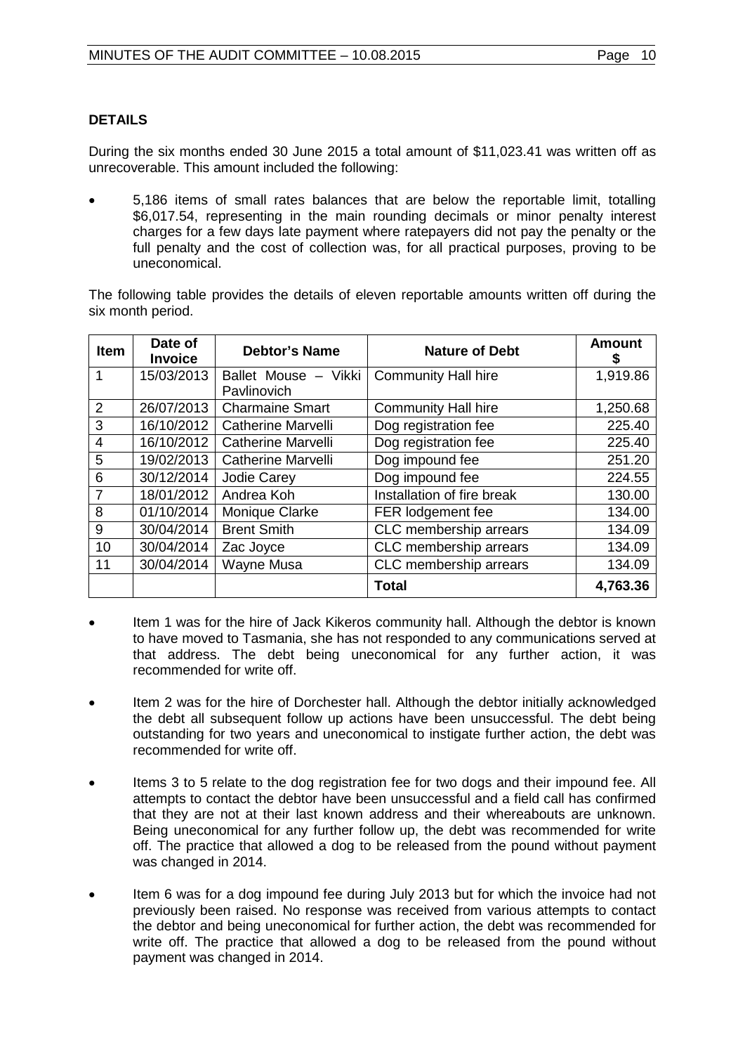**DETAILS**

During the six months ended 30 June 2015 a total amount of $11,023.41 was written off as unrecoverable. This amount included the following:

- 5,186 items of small rates balances that are below the reportable limit, totalling $6,017.54, representing in the main rounding decimals or minor penalty interest charges for a few days late payment where ratepayers did not pay the penalty or the full penalty and the cost of collection was, for all practical purposes, proving to be uneconomical.

The following table provides the details of eleven reportable amounts written off during the six month period.

| Item | Date of Invoice | Debtor's Name | Nature of Debt | Amount $ |
|---|---|---|---|---|
| 1 | 15/03/2013 | Ballet Mouse – Vikki Pavlinovich | Community Hall hire | 1,919.86 |
| 2 | 26/07/2013 | Charmaine Smart | Community Hall hire | 1,250.68 |
| 3 | 16/10/2012 | Catherine Marvelli | Dog registration fee | 225.40 |
| 4 | 16/10/2012 | Catherine Marvelli | Dog registration fee | 225.40 |
| 5 | 19/02/2013 | Catherine Marvelli | Dog impound fee | 251.20 |
| 6 | 30/12/2014 | Jodie Carey | Dog impound fee | 224.55 |
| 7 | 18/01/2012 | Andrea Koh | Installation of fire break | 130.00 |
| 8 | 01/10/2014 | Monique Clarke | FER lodgement fee | 134.00 |
| 9 | 30/04/2014 | Brent Smith | CLC membership arrears | 134.09 |
| 10 | 30/04/2014 | Zac Joyce | CLC membership arrears | 134.09 |
| 11 | 30/04/2014 | Wayne Musa | CLC membership arrears | 134.09 |
| | | | **Total** | **4,763.36** |

- Item 1 was for the hire of Jack Kikeros community hall. Although the debtor is known to have moved to Tasmania, she has not responded to any communications served at that address. The debt being uneconomical for any further action, it was recommended for write off.
- Item 2 was for the hire of Dorchester hall. Although the debtor initially acknowledged the debt all subsequent follow up actions have been unsuccessful. The debt being outstanding for two years and uneconomical to instigate further action, the debt was recommended for write off.
- Items 3 to 5 relate to the dog registration fee for two dogs and their impound fee. All attempts to contact the debtor have been unsuccessful and a field call has confirmed that they are not at their last known address and their whereabouts are unknown. Being uneconomical for any further follow up, the debt was recommended for write off. The practice that allowed a dog to be released from the pound without payment was changed in 2014.
- Item 6 was for a dog impound fee during July 2013 but for which the invoice had not previously been raised. No response was received from various attempts to contact the debtor and being uneconomical for further action, the debt was recommended for write off. The practice that allowed a dog to be released from the pound without payment was changed in 2014.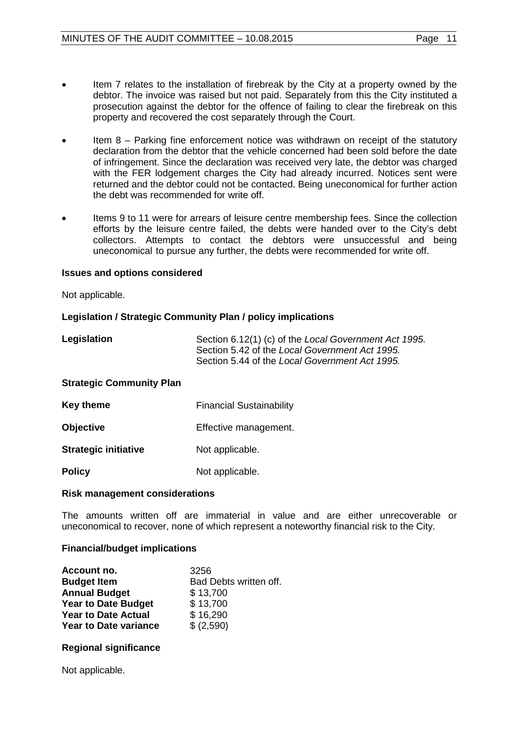- Item 7 relates to the installation of firebreak by the City at a property owned by the debtor. The invoice was raised but not paid. Separately from this the City instituted a prosecution against the debtor for the offence of failing to clear the firebreak on this property and recovered the cost separately through the Court.

- Item 8 – Parking fine enforcement notice was withdrawn on receipt of the statutory declaration from the debtor that the vehicle concerned had been sold before the date of infringement. Since the declaration was received very late, the debtor was charged with the FER lodgement charges the City had already incurred. Notices sent were returned and the debtor could not be contacted. Being uneconomical for further action the debt was recommended for write off.

- Items 9 to 11 were for arrears of leisure centre membership fees. Since the collection efforts by the leisure centre failed, the debts were handed over to the City's debt collectors. Attempts to contact the debtors were unsuccessful and being uneconomical to pursue any further, the debts were recommended for write off.

**Issues and options considered**

Not applicable.

**Legislation / Strategic Community Plan / policy implications**

| | |
|---|---|
| **Legislation** | Section 6.12(1) (c) of the *Local Government Act 1995.*<br>Section 5.42 of the *Local Government Act 1995.*<br>Section 5.44 of the *Local Government Act 1995.* |

**Strategic Community Plan**

| | |
|---|---|
| **Key theme** | Financial Sustainability |
| **Objective** | Effective management. |
| **Strategic initiative** | Not applicable. |
| **Policy** | Not applicable. |

**Risk management considerations**

The amounts written off are immaterial in value and are either unrecoverable or uneconomical to recover, none of which represent a noteworthy financial risk to the City.

**Financial/budget implications**

| | |
|---|---|
| **Account no.** | 3256 |
| **Budget Item** | Bad Debts written off. |
| **Annual Budget** | $ 13,700 |
| **Year to Date Budget** | $ 13,700 |
| **Year to Date Actual** | $ 16,290 |
| **Year to Date variance** | $ (2,590) |

**Regional significance**

Not applicable.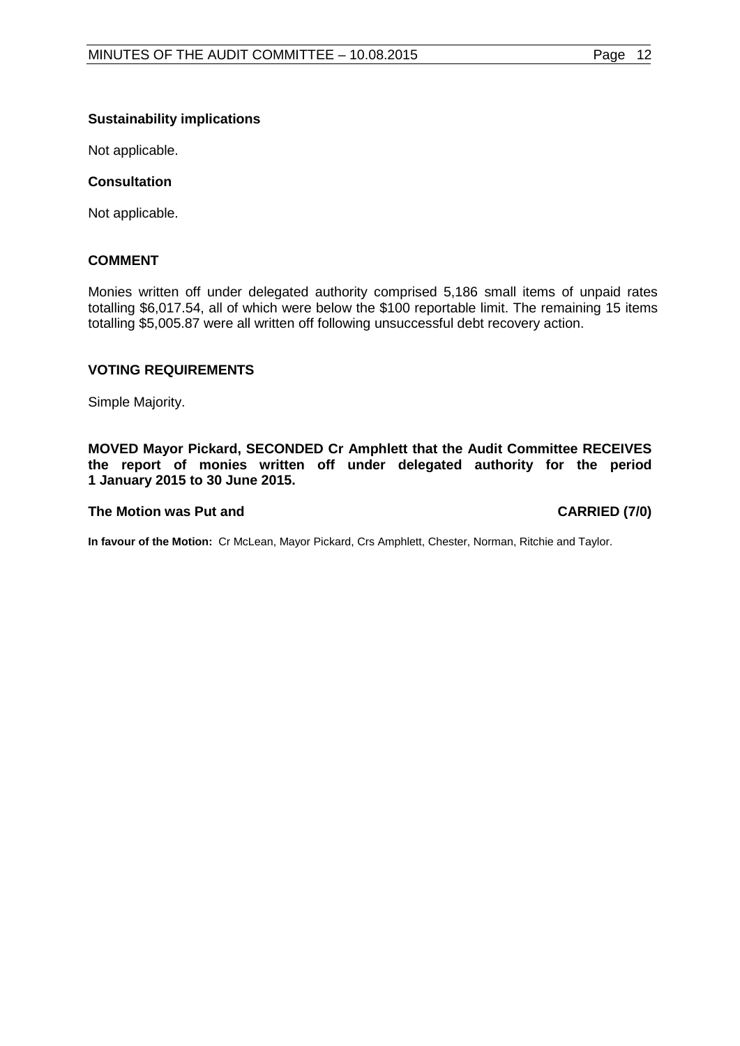**Sustainability implications**

Not applicable.

**Consultation**

Not applicable.

## COMMENT

Monies written off under delegated authority comprised 5,186 small items of unpaid rates totalling $6,017.54, all of which were below the $100 reportable limit. The remaining 15 items totalling $5,005.87 were all written off following unsuccessful debt recovery action.

## VOTING REQUIREMENTS

Simple Majority.

**MOVED Mayor Pickard, SECONDED Cr Amphlett that the Audit Committee RECEIVES the report of monies written off under delegated authority for the period 1 January 2015 to 30 June 2015.**

**The Motion was Put and CARRIED (7/0)**

**In favour of the Motion:** Cr McLean, Mayor Pickard, Crs Amphlett, Chester, Norman, Ritchie and Taylor.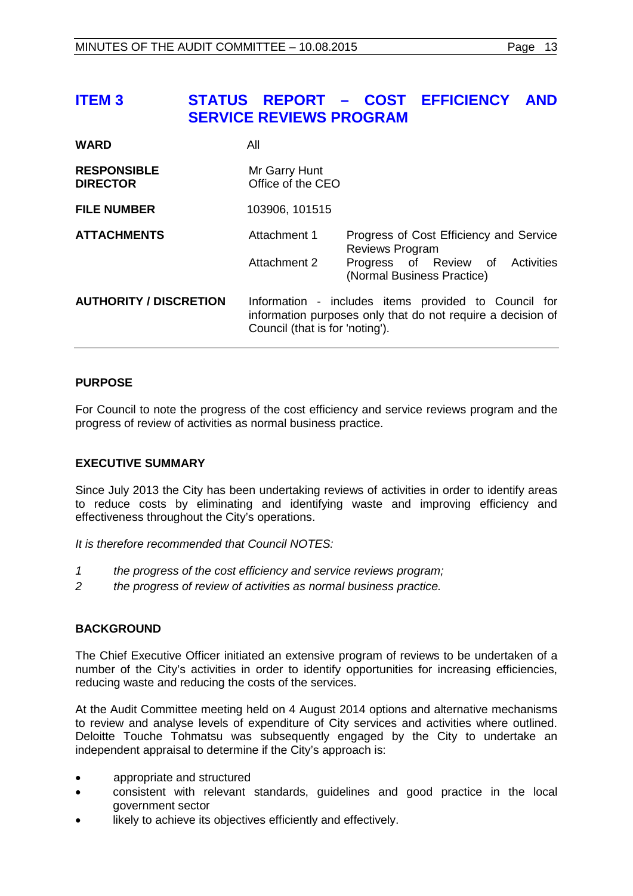# ITEM 3 STATUS REPORT – COST EFFICIENCY AND SERVICE REVIEWS PROGRAM

| | | |
|---|---|---|
| **WARD** | All | |
| **RESPONSIBLE DIRECTOR** | Mr Garry Hunt<br>Office of the CEO | |
| **FILE NUMBER** | 103906, 101515 | |
| **ATTACHMENTS** | Attachment 1 | Progress of Cost Efficiency and Service Reviews Program |
| | Attachment 2 | Progress of Review of Activities (Normal Business Practice) |
| **AUTHORITY / DISCRETION** | Information - includes items provided to Council for information purposes only that do not require a decision of Council (that is for 'noting'). | |

## PURPOSE

For Council to note the progress of the cost efficiency and service reviews program and the progress of review of activities as normal business practice.

## EXECUTIVE SUMMARY

Since July 2013 the City has been undertaking reviews of activities in order to identify areas to reduce costs by eliminating and identifying waste and improving efficiency and effectiveness throughout the City's operations.

*It is therefore recommended that Council NOTES:*

*1 the progress of the cost efficiency and service reviews program;*

*2 the progress of review of activities as normal business practice.*

## BACKGROUND

The Chief Executive Officer initiated an extensive program of reviews to be undertaken of a number of the City's activities in order to identify opportunities for increasing efficiencies, reducing waste and reducing the costs of the services.

At the Audit Committee meeting held on 4 August 2014 options and alternative mechanisms to review and analyse levels of expenditure of City services and activities where outlined. Deloitte Touche Tohmatsu was subsequently engaged by the City to undertake an independent appraisal to determine if the City's approach is:

- appropriate and structured
- consistent with relevant standards, guidelines and good practice in the local government sector
- likely to achieve its objectives efficiently and effectively.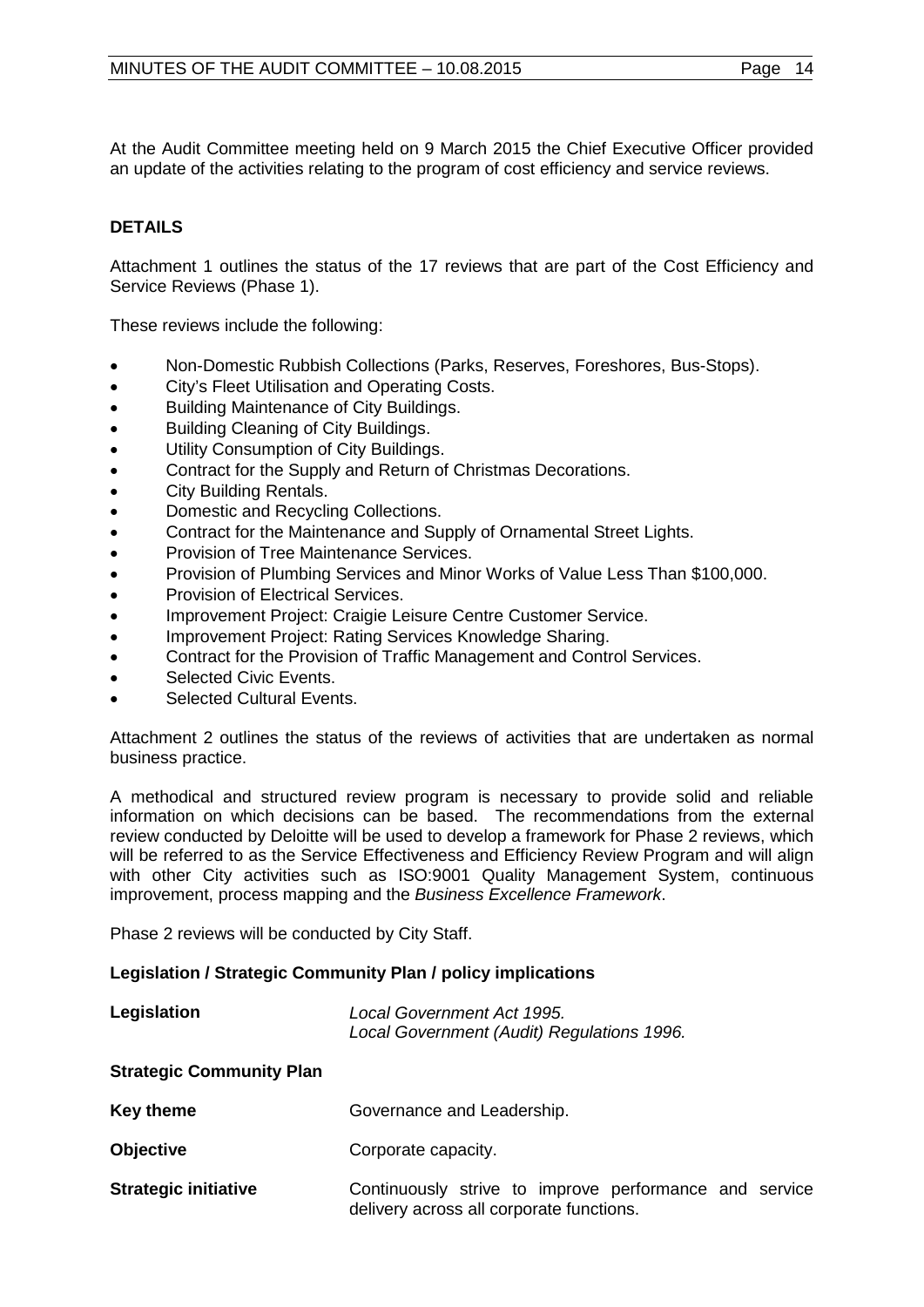At the Audit Committee meeting held on 9 March 2015 the Chief Executive Officer provided an update of the activities relating to the program of cost efficiency and service reviews.

## DETAILS

Attachment 1 outlines the status of the 17 reviews that are part of the Cost Efficiency and Service Reviews (Phase 1).

These reviews include the following:

- Non-Domestic Rubbish Collections (Parks, Reserves, Foreshores, Bus-Stops).
- City's Fleet Utilisation and Operating Costs.
- Building Maintenance of City Buildings.
- Building Cleaning of City Buildings.
- Utility Consumption of City Buildings.
- Contract for the Supply and Return of Christmas Decorations.
- City Building Rentals.
- Domestic and Recycling Collections.
- Contract for the Maintenance and Supply of Ornamental Street Lights.
- Provision of Tree Maintenance Services.
- Provision of Plumbing Services and Minor Works of Value Less Than $100,000.
- Provision of Electrical Services.
- Improvement Project: Craigie Leisure Centre Customer Service.
- Improvement Project: Rating Services Knowledge Sharing.
- Contract for the Provision of Traffic Management and Control Services.
- Selected Civic Events.
- Selected Cultural Events.

Attachment 2 outlines the status of the reviews of activities that are undertaken as normal business practice.

A methodical and structured review program is necessary to provide solid and reliable information on which decisions can be based. The recommendations from the external review conducted by Deloitte will be used to develop a framework for Phase 2 reviews, which will be referred to as the Service Effectiveness and Efficiency Review Program and will align with other City activities such as ISO:9001 Quality Management System, continuous improvement, process mapping and the *Business Excellence Framework*.

Phase 2 reviews will be conducted by City Staff.

### Legislation / Strategic Community Plan / policy implications

**Legislation** *Local Government Act 1995.*
*Local Government (Audit) Regulations 1996.*

**Strategic Community Plan**

**Key theme** Governance and Leadership.

**Objective** Corporate capacity.

**Strategic initiative** Continuously strive to improve performance and service delivery across all corporate functions.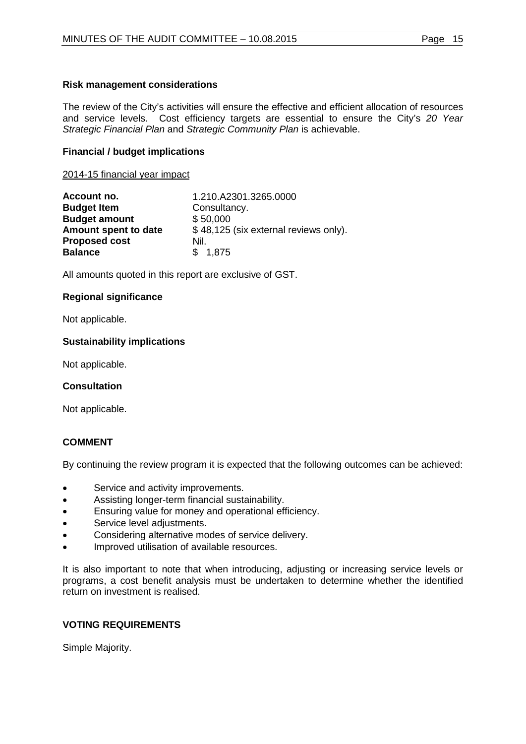**Risk management considerations**

The review of the City's activities will ensure the effective and efficient allocation of resources and service levels. Cost efficiency targets are essential to ensure the City's *20 Year Strategic Financial Plan* and *Strategic Community Plan* is achievable.

**Financial / budget implications**

2014-15 financial year impact

| | |
|---|---|
| **Account no.** | 1.210.A2301.3265.0000 |
| **Budget Item** | Consultancy. |
| **Budget amount** | $ 50,000 |
| **Amount spent to date** | $ 48,125 (six external reviews only). |
| **Proposed cost** | Nil. |
| **Balance** | $ 1,875 |

All amounts quoted in this report are exclusive of GST.

**Regional significance**

Not applicable.

**Sustainability implications**

Not applicable.

**Consultation**

Not applicable.

**COMMENT**

By continuing the review program it is expected that the following outcomes can be achieved:

- Service and activity improvements.
- Assisting longer-term financial sustainability.
- Ensuring value for money and operational efficiency.
- Service level adjustments.
- Considering alternative modes of service delivery.
- Improved utilisation of available resources.

It is also important to note that when introducing, adjusting or increasing service levels or programs, a cost benefit analysis must be undertaken to determine whether the identified return on investment is realised.

**VOTING REQUIREMENTS**

Simple Majority.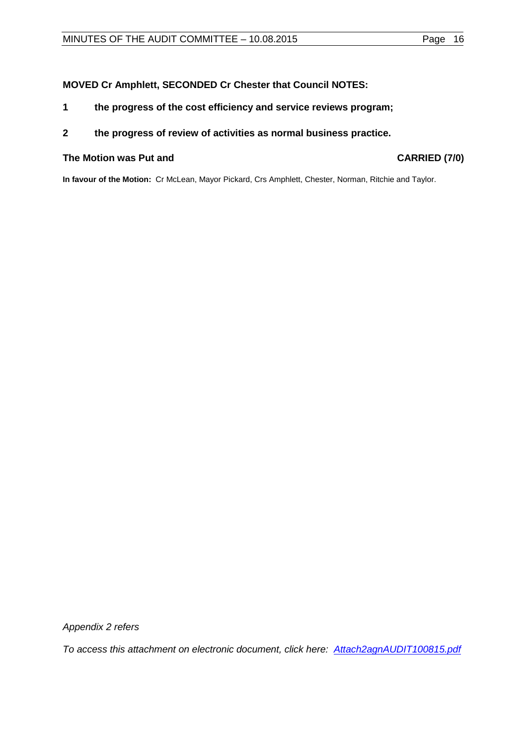**MOVED Cr Amphlett, SECONDED Cr Chester that Council NOTES:**

**1 the progress of the cost efficiency and service reviews program;**

**2 the progress of review of activities as normal business practice.**

**The Motion was Put and CARRIED (7/0)**

**In favour of the Motion:** Cr McLean, Mayor Pickard, Crs Amphlett, Chester, Norman, Ritchie and Taylor.

*Appendix 2 refers*

*To access this attachment on electronic document, click here: Attach2agnAUDIT100815.pdf*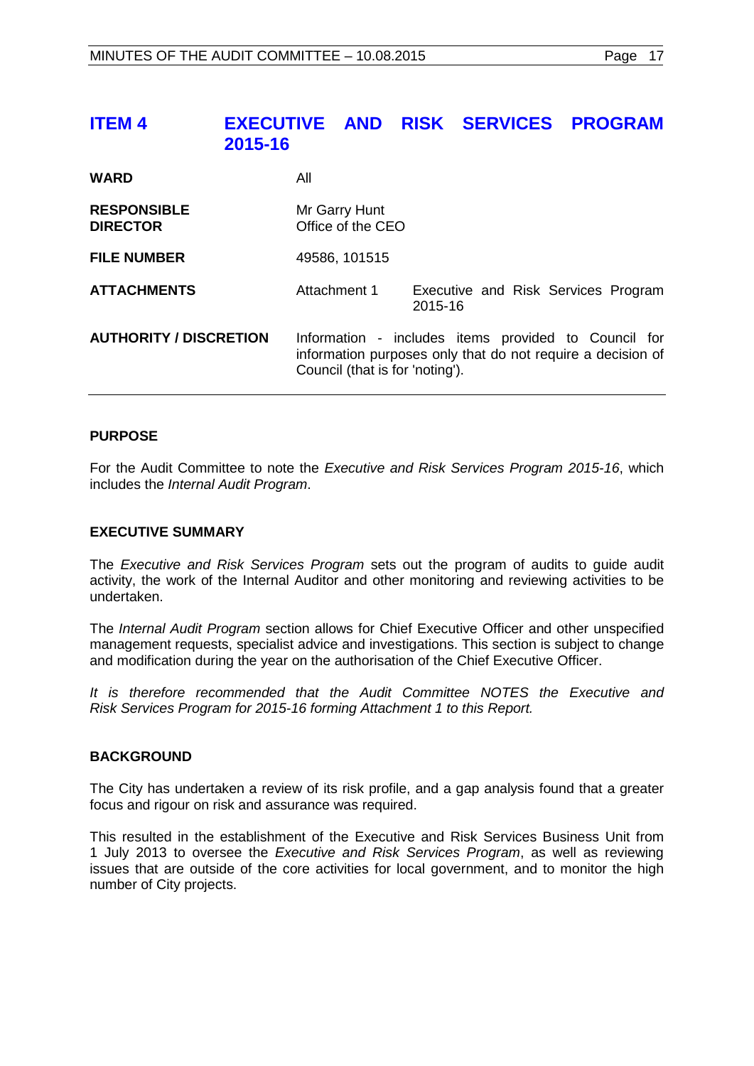## ITEM 4 EXECUTIVE AND RISK SERVICES PROGRAM 2015-16

| | | |
|---|---|---|
| **WARD** | All | |
| **RESPONSIBLE DIRECTOR** | Mr Garry Hunt<br>Office of the CEO | |
| **FILE NUMBER** | 49586, 101515 | |
| **ATTACHMENTS** | Attachment 1 | Executive and Risk Services Program 2015-16 |
| **AUTHORITY / DISCRETION** | Information - includes items provided to Council for information purposes only that do not require a decision of Council (that is for 'noting'). | |

### PURPOSE

For the Audit Committee to note the *Executive and Risk Services Program 2015-16*, which includes the *Internal Audit Program*.

### EXECUTIVE SUMMARY

The *Executive and Risk Services Program* sets out the program of audits to guide audit activity, the work of the Internal Auditor and other monitoring and reviewing activities to be undertaken.

The *Internal Audit Program* section allows for Chief Executive Officer and other unspecified management requests, specialist advice and investigations. This section is subject to change and modification during the year on the authorisation of the Chief Executive Officer.

*It is therefore recommended that the Audit Committee NOTES the Executive and Risk Services Program for 2015-16 forming Attachment 1 to this Report.*

### BACKGROUND

The City has undertaken a review of its risk profile, and a gap analysis found that a greater focus and rigour on risk and assurance was required.

This resulted in the establishment of the Executive and Risk Services Business Unit from 1 July 2013 to oversee the *Executive and Risk Services Program*, as well as reviewing issues that are outside of the core activities for local government, and to monitor the high number of City projects.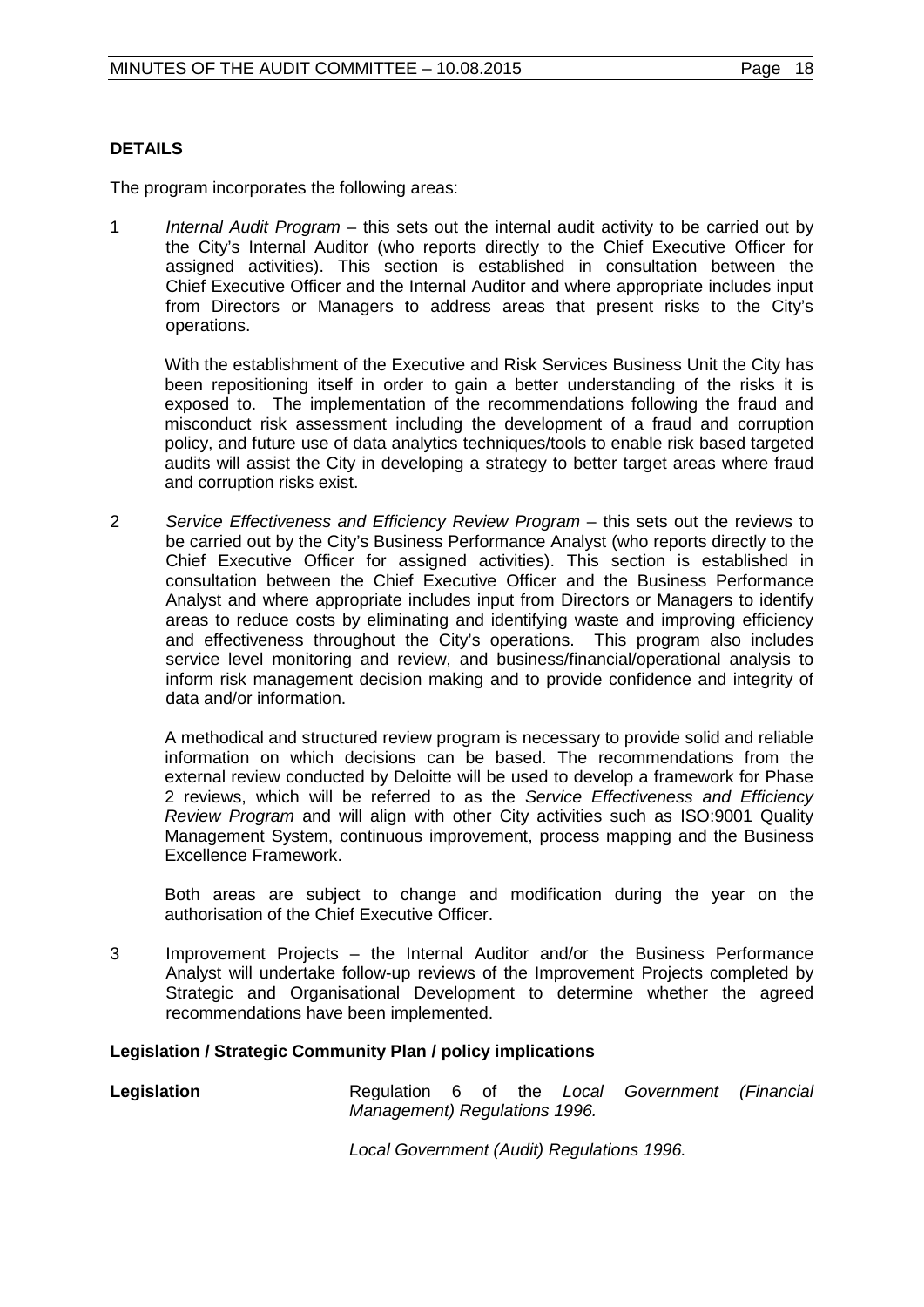**DETAILS**

The program incorporates the following areas:

1 *Internal Audit Program* – this sets out the internal audit activity to be carried out by the City's Internal Auditor (who reports directly to the Chief Executive Officer for assigned activities). This section is established in consultation between the Chief Executive Officer and the Internal Auditor and where appropriate includes input from Directors or Managers to address areas that present risks to the City's operations.

   With the establishment of the Executive and Risk Services Business Unit the City has been repositioning itself in order to gain a better understanding of the risks it is exposed to. The implementation of the recommendations following the fraud and misconduct risk assessment including the development of a fraud and corruption policy, and future use of data analytics techniques/tools to enable risk based targeted audits will assist the City in developing a strategy to better target areas where fraud and corruption risks exist.

2 *Service Effectiveness and Efficiency Review Program* – this sets out the reviews to be carried out by the City's Business Performance Analyst (who reports directly to the Chief Executive Officer for assigned activities). This section is established in consultation between the Chief Executive Officer and the Business Performance Analyst and where appropriate includes input from Directors or Managers to identify areas to reduce costs by eliminating and identifying waste and improving efficiency and effectiveness throughout the City's operations. This program also includes service level monitoring and review, and business/financial/operational analysis to inform risk management decision making and to provide confidence and integrity of data and/or information.

   A methodical and structured review program is necessary to provide solid and reliable information on which decisions can be based. The recommendations from the external review conducted by Deloitte will be used to develop a framework for Phase 2 reviews, which will be referred to as the *Service Effectiveness and Efficiency Review Program* and will align with other City activities such as ISO:9001 Quality Management System, continuous improvement, process mapping and the Business Excellence Framework.

   Both areas are subject to change and modification during the year on the authorisation of the Chief Executive Officer.

3 Improvement Projects – the Internal Auditor and/or the Business Performance Analyst will undertake follow-up reviews of the Improvement Projects completed by Strategic and Organisational Development to determine whether the agreed recommendations have been implemented.

**Legislation / Strategic Community Plan / policy implications**

| | |
|---|---|
| **Legislation** | Regulation 6 of the *Local Government (Financial Management) Regulations 1996.*<br><br>*Local Government (Audit) Regulations 1996.* |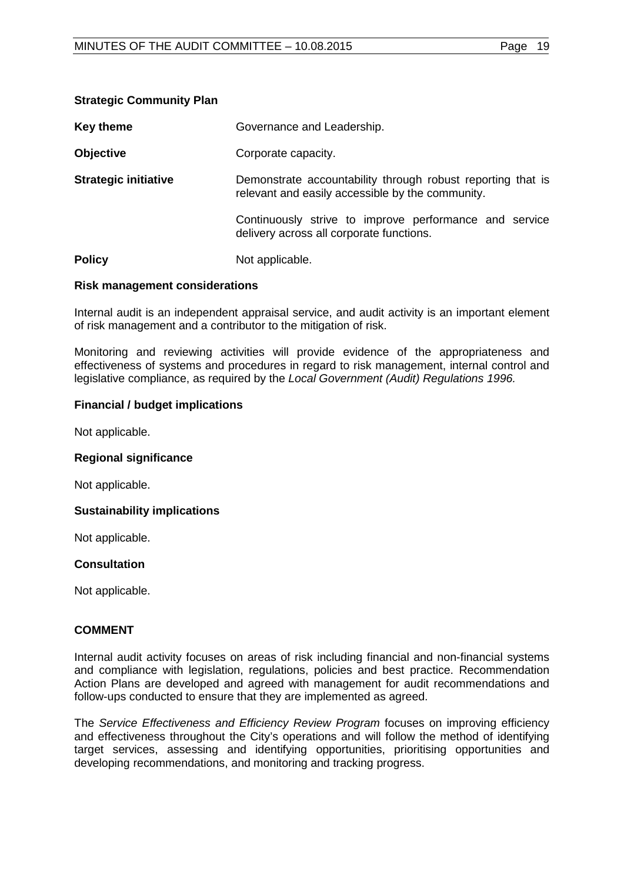**Strategic Community Plan**

**Key theme** Governance and Leadership.

**Objective** Corporate capacity.

**Strategic initiative** Demonstrate accountability through robust reporting that is relevant and easily accessible by the community.

Continuously strive to improve performance and service delivery across all corporate functions.

**Policy** Not applicable.

**Risk management considerations**

Internal audit is an independent appraisal service, and audit activity is an important element of risk management and a contributor to the mitigation of risk.

Monitoring and reviewing activities will provide evidence of the appropriateness and effectiveness of systems and procedures in regard to risk management, internal control and legislative compliance, as required by the *Local Government (Audit) Regulations 1996.*

**Financial / budget implications**

Not applicable.

**Regional significance**

Not applicable.

**Sustainability implications**

Not applicable.

**Consultation**

Not applicable.

**COMMENT**

Internal audit activity focuses on areas of risk including financial and non-financial systems and compliance with legislation, regulations, policies and best practice. Recommendation Action Plans are developed and agreed with management for audit recommendations and follow-ups conducted to ensure that they are implemented as agreed.

The *Service Effectiveness and Efficiency Review Program* focuses on improving efficiency and effectiveness throughout the City's operations and will follow the method of identifying target services, assessing and identifying opportunities, prioritising opportunities and developing recommendations, and monitoring and tracking progress.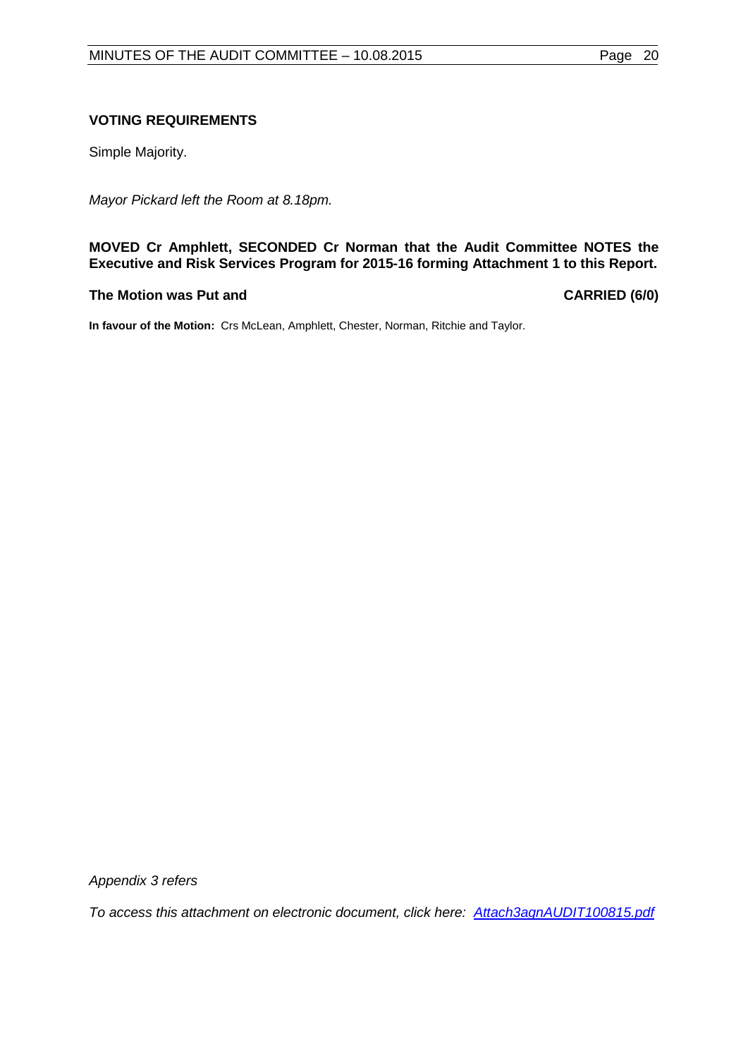**VOTING REQUIREMENTS**

Simple Majority.

*Mayor Pickard left the Room at 8.18pm.*

**MOVED Cr Amphlett, SECONDED Cr Norman that the Audit Committee NOTES the Executive and Risk Services Program for 2015-16 forming Attachment 1 to this Report.**

**The Motion was Put and CARRIED (6/0)**

**In favour of the Motion:** Crs McLean, Amphlett, Chester, Norman, Ritchie and Taylor.

*Appendix 3 refers*

*To access this attachment on electronic document, click here: Attach3agnAUDIT100815.pdf*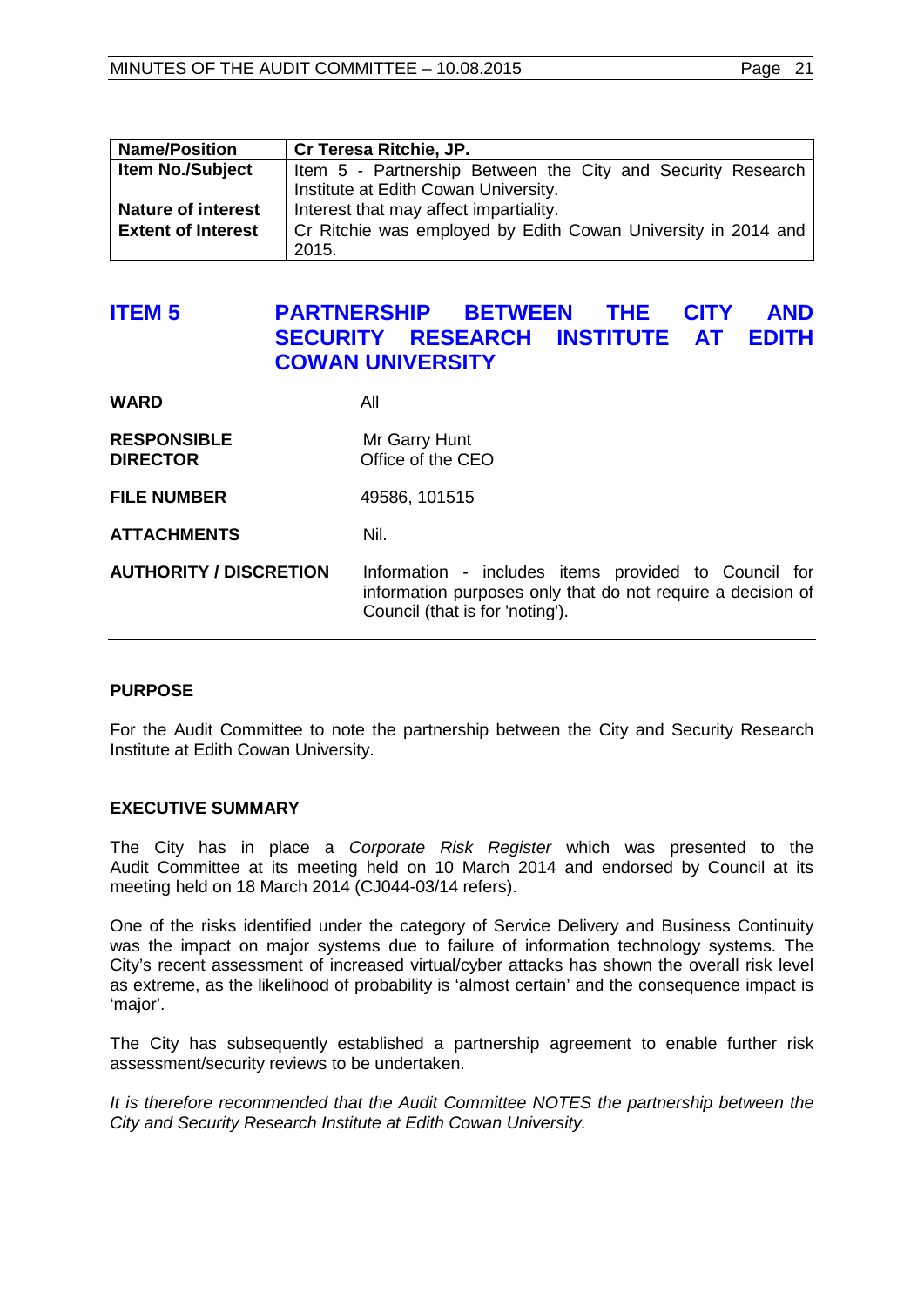| Name/Position | Cr Teresa Ritchie, JP. |
| --- | --- |
| Item No./Subject | Item 5 - Partnership Between the City and Security Research Institute at Edith Cowan University. |
| Nature of interest | Interest that may affect impartiality. |
| Extent of Interest | Cr Ritchie was employed by Edith Cowan University in 2014 and 2015. |

## ITEM 5 PARTNERSHIP BETWEEN THE CITY AND SECURITY RESEARCH INSTITUTE AT EDITH COWAN UNIVERSITY

| | |
| --- | --- |
| **WARD** | All |
| **RESPONSIBLE DIRECTOR** | Mr Garry Hunt<br>Office of the CEO |
| **FILE NUMBER** | 49586, 101515 |
| **ATTACHMENTS** | Nil. |
| **AUTHORITY / DISCRETION** | Information - includes items provided to Council for information purposes only that do not require a decision of Council (that is for 'noting'). |

### PURPOSE

For the Audit Committee to note the partnership between the City and Security Research Institute at Edith Cowan University.

### EXECUTIVE SUMMARY

The City has in place a *Corporate Risk Register* which was presented to the Audit Committee at its meeting held on 10 March 2014 and endorsed by Council at its meeting held on 18 March 2014 (CJ044-03/14 refers).

One of the risks identified under the category of Service Delivery and Business Continuity was the impact on major systems due to failure of information technology systems. The City's recent assessment of increased virtual/cyber attacks has shown the overall risk level as extreme, as the likelihood of probability is 'almost certain' and the consequence impact is 'major'.

The City has subsequently established a partnership agreement to enable further risk assessment/security reviews to be undertaken.

*It is therefore recommended that the Audit Committee NOTES the partnership between the City and Security Research Institute at Edith Cowan University.*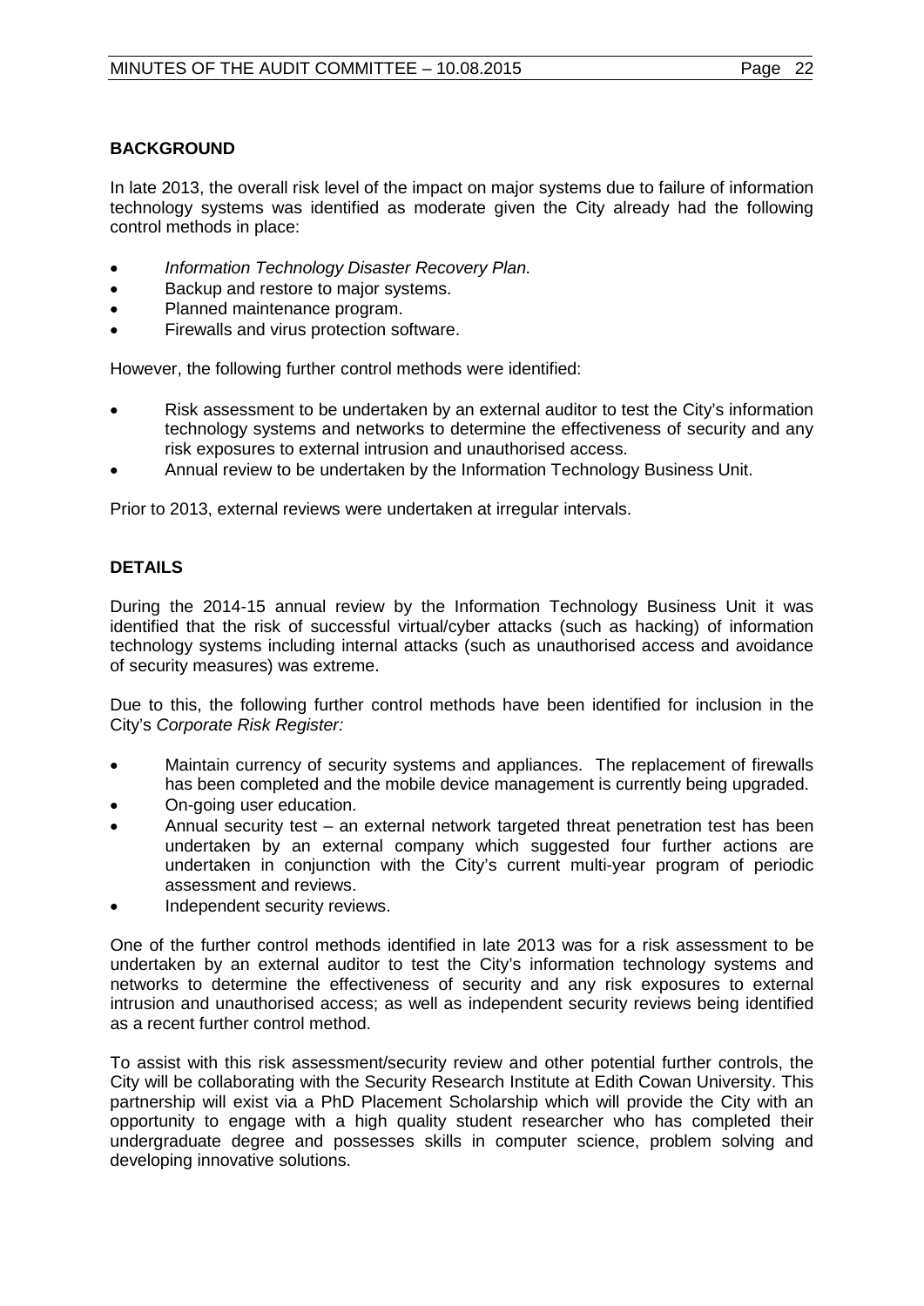## BACKGROUND

In late 2013, the overall risk level of the impact on major systems due to failure of information technology systems was identified as moderate given the City already had the following control methods in place:

- *Information Technology Disaster Recovery Plan.*
- Backup and restore to major systems.
- Planned maintenance program.
- Firewalls and virus protection software.

However, the following further control methods were identified:

- Risk assessment to be undertaken by an external auditor to test the City's information technology systems and networks to determine the effectiveness of security and any risk exposures to external intrusion and unauthorised access.
- Annual review to be undertaken by the Information Technology Business Unit.

Prior to 2013, external reviews were undertaken at irregular intervals.

## DETAILS

During the 2014-15 annual review by the Information Technology Business Unit it was identified that the risk of successful virtual/cyber attacks (such as hacking) of information technology systems including internal attacks (such as unauthorised access and avoidance of security measures) was extreme.

Due to this, the following further control methods have been identified for inclusion in the City's *Corporate Risk Register:*

- Maintain currency of security systems and appliances. The replacement of firewalls has been completed and the mobile device management is currently being upgraded.
- On-going user education.
- Annual security test – an external network targeted threat penetration test has been undertaken by an external company which suggested four further actions are undertaken in conjunction with the City's current multi-year program of periodic assessment and reviews.
- Independent security reviews.

One of the further control methods identified in late 2013 was for a risk assessment to be undertaken by an external auditor to test the City's information technology systems and networks to determine the effectiveness of security and any risk exposures to external intrusion and unauthorised access; as well as independent security reviews being identified as a recent further control method.

To assist with this risk assessment/security review and other potential further controls, the City will be collaborating with the Security Research Institute at Edith Cowan University. This partnership will exist via a PhD Placement Scholarship which will provide the City with an opportunity to engage with a high quality student researcher who has completed their undergraduate degree and possesses skills in computer science, problem solving and developing innovative solutions.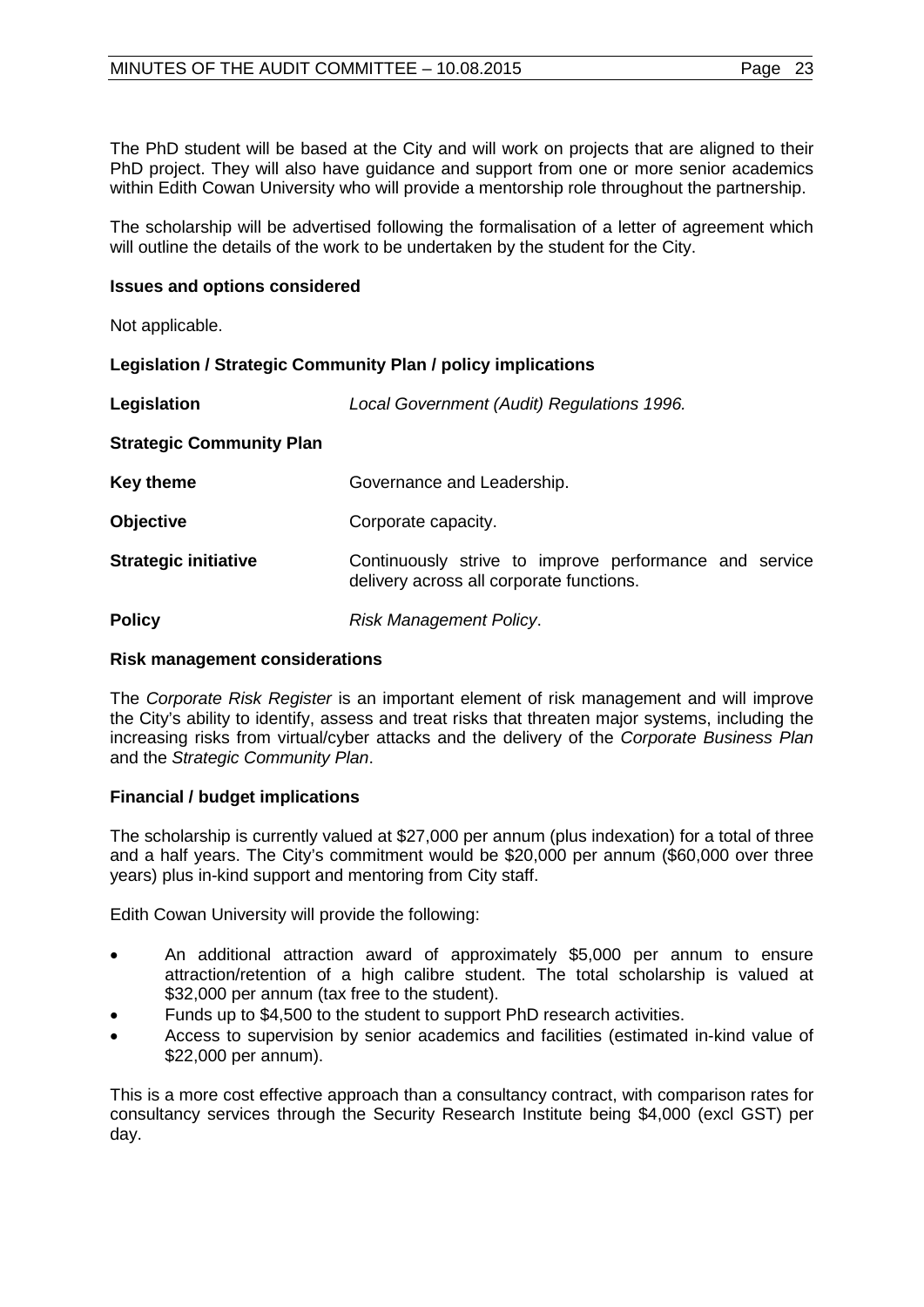The PhD student will be based at the City and will work on projects that are aligned to their PhD project. They will also have guidance and support from one or more senior academics within Edith Cowan University who will provide a mentorship role throughout the partnership.

The scholarship will be advertised following the formalisation of a letter of agreement which will outline the details of the work to be undertaken by the student for the City.

**Issues and options considered**

Not applicable.

**Legislation / Strategic Community Plan / policy implications**

| | |
|---|---|
| **Legislation** | *Local Government (Audit) Regulations 1996.* |
| **Strategic Community Plan** | |
| **Key theme** | Governance and Leadership. |
| **Objective** | Corporate capacity. |
| **Strategic initiative** | Continuously strive to improve performance and service delivery across all corporate functions. |
| **Policy** | *Risk Management Policy*. |

**Risk management considerations**

The *Corporate Risk Register* is an important element of risk management and will improve the City's ability to identify, assess and treat risks that threaten major systems, including the increasing risks from virtual/cyber attacks and the delivery of the *Corporate Business Plan* and the *Strategic Community Plan*.

**Financial / budget implications**

The scholarship is currently valued at $27,000 per annum (plus indexation) for a total of three and a half years. The City's commitment would be $20,000 per annum ($60,000 over three years) plus in-kind support and mentoring from City staff.

Edith Cowan University will provide the following:

- An additional attraction award of approximately $5,000 per annum to ensure attraction/retention of a high calibre student. The total scholarship is valued at $32,000 per annum (tax free to the student).
- Funds up to $4,500 to the student to support PhD research activities.
- Access to supervision by senior academics and facilities (estimated in-kind value of $22,000 per annum).

This is a more cost effective approach than a consultancy contract, with comparison rates for consultancy services through the Security Research Institute being $4,000 (excl GST) per day.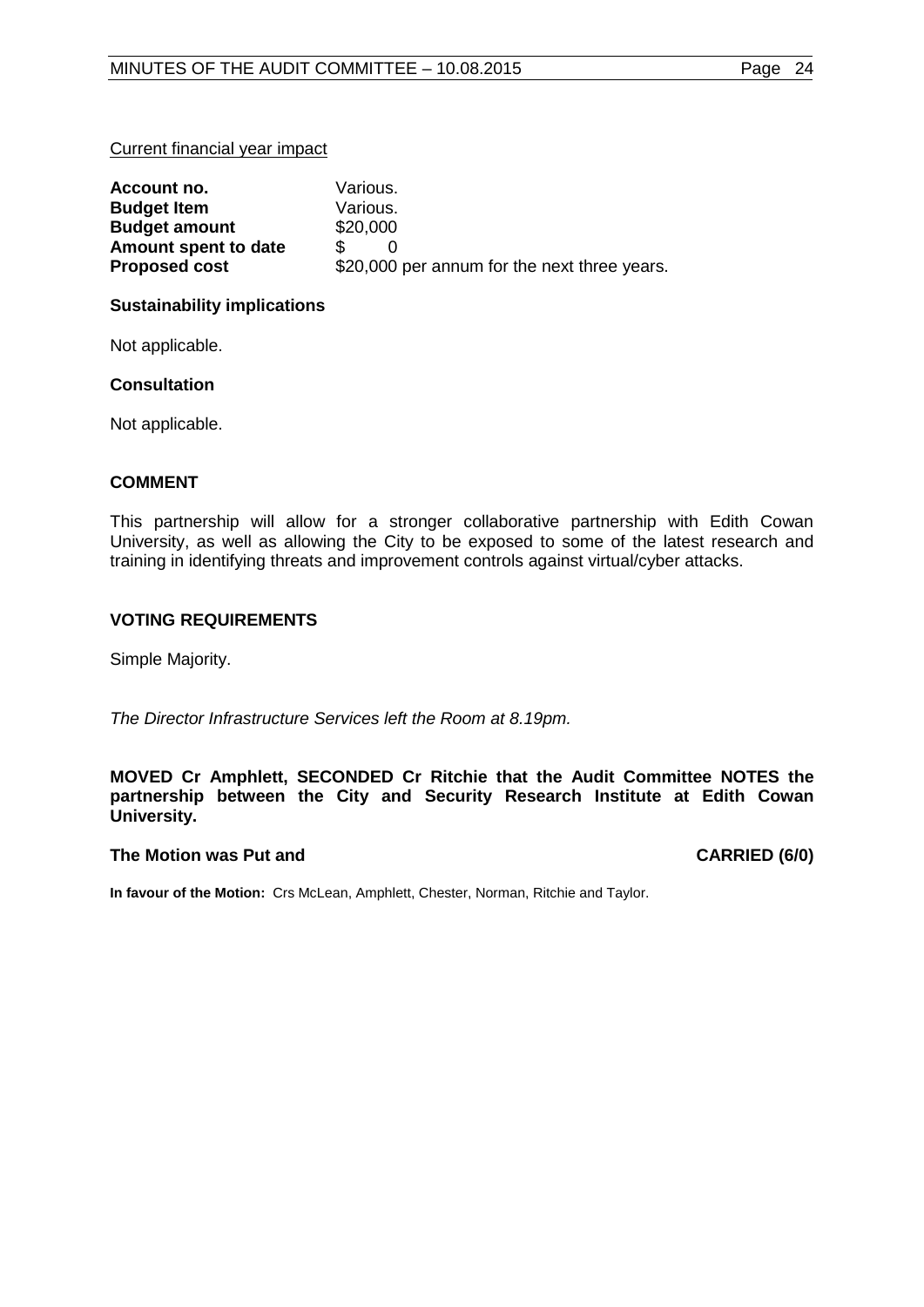Current financial year impact

| | |
|---|---|
| **Account no.** | Various. |
| **Budget Item** | Various. |
| **Budget amount** | $20,000 |
| **Amount spent to date** | $ 0 |
| **Proposed cost** | $20,000 per annum for the next three years. |

**Sustainability implications**

Not applicable.

**Consultation**

Not applicable.

## COMMENT

This partnership will allow for a stronger collaborative partnership with Edith Cowan University, as well as allowing the City to be exposed to some of the latest research and training in identifying threats and improvement controls against virtual/cyber attacks.

## VOTING REQUIREMENTS

Simple Majority.

*The Director Infrastructure Services left the Room at 8.19pm.*

**MOVED Cr Amphlett, SECONDED Cr Ritchie that the Audit Committee NOTES the partnership between the City and Security Research Institute at Edith Cowan University.**

**The Motion was Put and CARRIED (6/0)**

**In favour of the Motion:** Crs McLean, Amphlett, Chester, Norman, Ritchie and Taylor.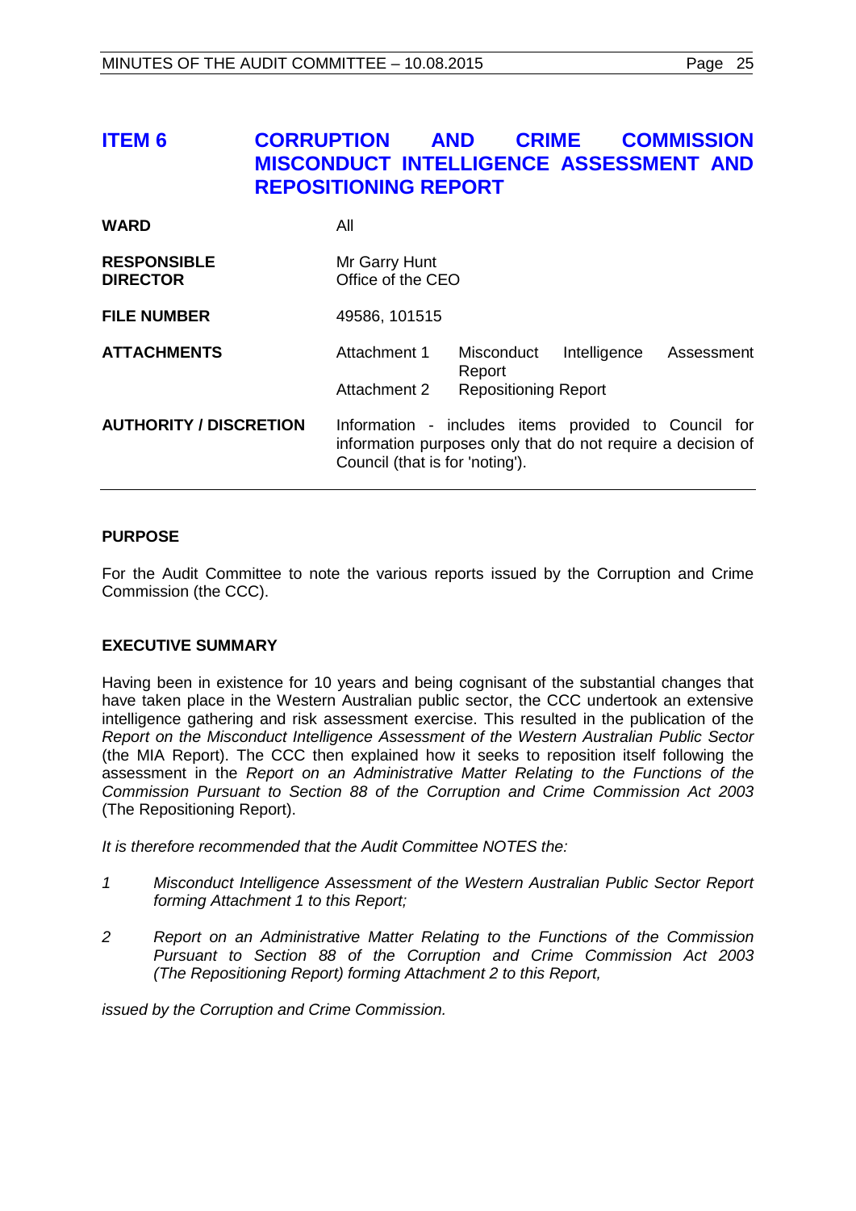# ITEM 6 CORRUPTION AND CRIME COMMISSION MISCONDUCT INTELLIGENCE ASSESSMENT AND REPOSITIONING REPORT

| | |
|---|---|
| **WARD** | All |
| **RESPONSIBLE DIRECTOR** | Mr Garry Hunt<br>Office of the CEO |
| **FILE NUMBER** | 49586, 101515 |
| **ATTACHMENTS** | Attachment 1 Misconduct Intelligence Assessment Report<br>Attachment 2 Repositioning Report |
| **AUTHORITY / DISCRETION** | Information - includes items provided to Council for information purposes only that do not require a decision of Council (that is for 'noting'). |

## PURPOSE

For the Audit Committee to note the various reports issued by the Corruption and Crime Commission (the CCC).

## EXECUTIVE SUMMARY

Having been in existence for 10 years and being cognisant of the substantial changes that have taken place in the Western Australian public sector, the CCC undertook an extensive intelligence gathering and risk assessment exercise. This resulted in the publication of the *Report on the Misconduct Intelligence Assessment of the Western Australian Public Sector* (the MIA Report). The CCC then explained how it seeks to reposition itself following the assessment in the *Report on an Administrative Matter Relating to the Functions of the Commission Pursuant to Section 88 of the Corruption and Crime Commission Act 2003* (The Repositioning Report).

*It is therefore recommended that the Audit Committee NOTES the:*

*1 Misconduct Intelligence Assessment of the Western Australian Public Sector Report forming Attachment 1 to this Report;*

*2 Report on an Administrative Matter Relating to the Functions of the Commission Pursuant to Section 88 of the Corruption and Crime Commission Act 2003 (The Repositioning Report) forming Attachment 2 to this Report,*

*issued by the Corruption and Crime Commission.*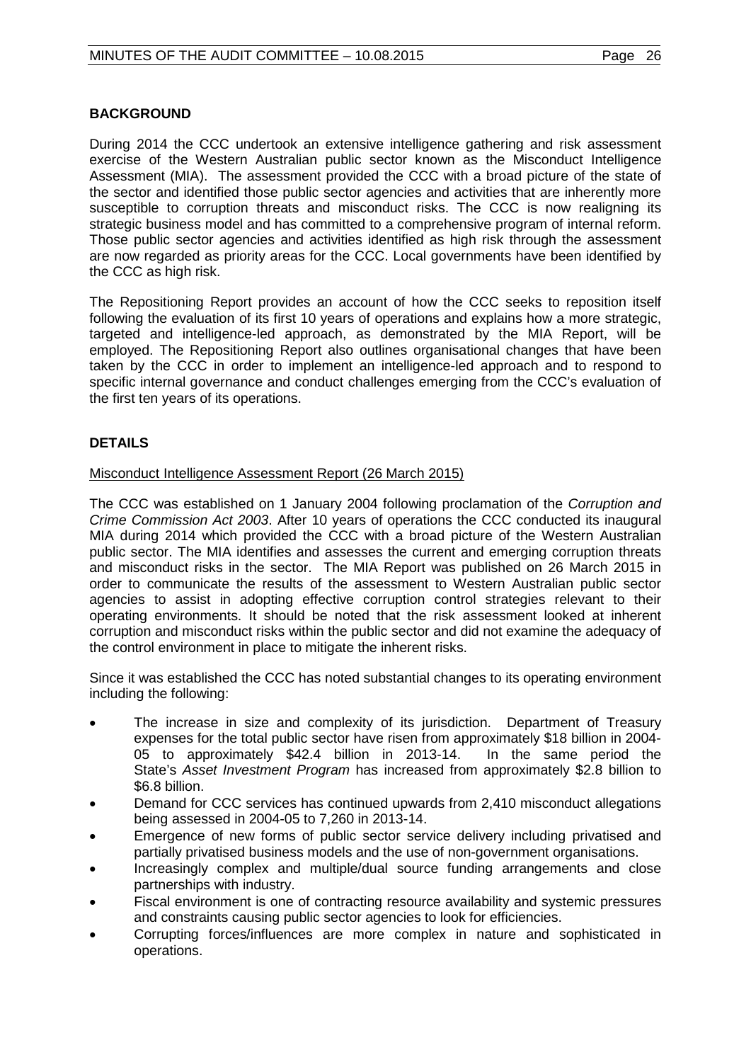**BACKGROUND**

During 2014 the CCC undertook an extensive intelligence gathering and risk assessment exercise of the Western Australian public sector known as the Misconduct Intelligence Assessment (MIA). The assessment provided the CCC with a broad picture of the state of the sector and identified those public sector agencies and activities that are inherently more susceptible to corruption threats and misconduct risks. The CCC is now realigning its strategic business model and has committed to a comprehensive program of internal reform. Those public sector agencies and activities identified as high risk through the assessment are now regarded as priority areas for the CCC. Local governments have been identified by the CCC as high risk.

The Repositioning Report provides an account of how the CCC seeks to reposition itself following the evaluation of its first 10 years of operations and explains how a more strategic, targeted and intelligence-led approach, as demonstrated by the MIA Report, will be employed. The Repositioning Report also outlines organisational changes that have been taken by the CCC in order to implement an intelligence-led approach and to respond to specific internal governance and conduct challenges emerging from the CCC's evaluation of the first ten years of its operations.

**DETAILS**

Misconduct Intelligence Assessment Report (26 March 2015)

The CCC was established on 1 January 2004 following proclamation of the *Corruption and Crime Commission Act 2003*. After 10 years of operations the CCC conducted its inaugural MIA during 2014 which provided the CCC with a broad picture of the Western Australian public sector. The MIA identifies and assesses the current and emerging corruption threats and misconduct risks in the sector. The MIA Report was published on 26 March 2015 in order to communicate the results of the assessment to Western Australian public sector agencies to assist in adopting effective corruption control strategies relevant to their operating environments. It should be noted that the risk assessment looked at inherent corruption and misconduct risks within the public sector and did not examine the adequacy of the control environment in place to mitigate the inherent risks.

Since it was established the CCC has noted substantial changes to its operating environment including the following:

- The increase in size and complexity of its jurisdiction. Department of Treasury expenses for the total public sector have risen from approximately $18 billion in 2004-05 to approximately $42.4 billion in 2013-14. In the same period the State's *Asset Investment Program* has increased from approximately $2.8 billion to $6.8 billion.
- Demand for CCC services has continued upwards from 2,410 misconduct allegations being assessed in 2004-05 to 7,260 in 2013-14.
- Emergence of new forms of public sector service delivery including privatised and partially privatised business models and the use of non-government organisations.
- Increasingly complex and multiple/dual source funding arrangements and close partnerships with industry.
- Fiscal environment is one of contracting resource availability and systemic pressures and constraints causing public sector agencies to look for efficiencies.
- Corrupting forces/influences are more complex in nature and sophisticated in operations.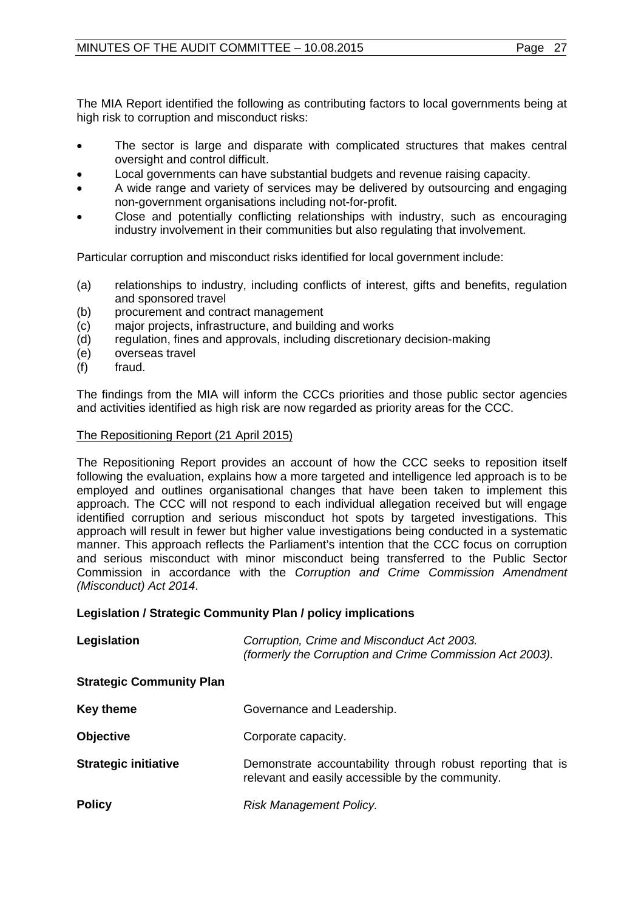The MIA Report identified the following as contributing factors to local governments being at high risk to corruption and misconduct risks:

- The sector is large and disparate with complicated structures that makes central oversight and control difficult.
- Local governments can have substantial budgets and revenue raising capacity.
- A wide range and variety of services may be delivered by outsourcing and engaging non-government organisations including not-for-profit.
- Close and potentially conflicting relationships with industry, such as encouraging industry involvement in their communities but also regulating that involvement.

Particular corruption and misconduct risks identified for local government include:

(a) relationships to industry, including conflicts of interest, gifts and benefits, regulation and sponsored travel
(b) procurement and contract management
(c) major projects, infrastructure, and building and works
(d) regulation, fines and approvals, including discretionary decision-making
(e) overseas travel
(f) fraud.

The findings from the MIA will inform the CCCs priorities and those public sector agencies and activities identified as high risk are now regarded as priority areas for the CCC.

<u>The Repositioning Report (21 April 2015)</u>

The Repositioning Report provides an account of how the CCC seeks to reposition itself following the evaluation, explains how a more targeted and intelligence led approach is to be employed and outlines organisational changes that have been taken to implement this approach. The CCC will not respond to each individual allegation received but will engage identified corruption and serious misconduct hot spots by targeted investigations. This approach will result in fewer but higher value investigations being conducted in a systematic manner. This approach reflects the Parliament's intention that the CCC focus on corruption and serious misconduct with minor misconduct being transferred to the Public Sector Commission in accordance with the *Corruption and Crime Commission Amendment (Misconduct) Act 2014*.

**Legislation / Strategic Community Plan / policy implications**

| | |
|---|---|
| **Legislation** | *Corruption, Crime and Misconduct Act 2003. (formerly the Corruption and Crime Commission Act 2003).* |
| **Strategic Community Plan** | |
| **Key theme** | Governance and Leadership. |
| **Objective** | Corporate capacity. |
| **Strategic initiative** | Demonstrate accountability through robust reporting that is relevant and easily accessible by the community. |
| **Policy** | *Risk Management Policy.* |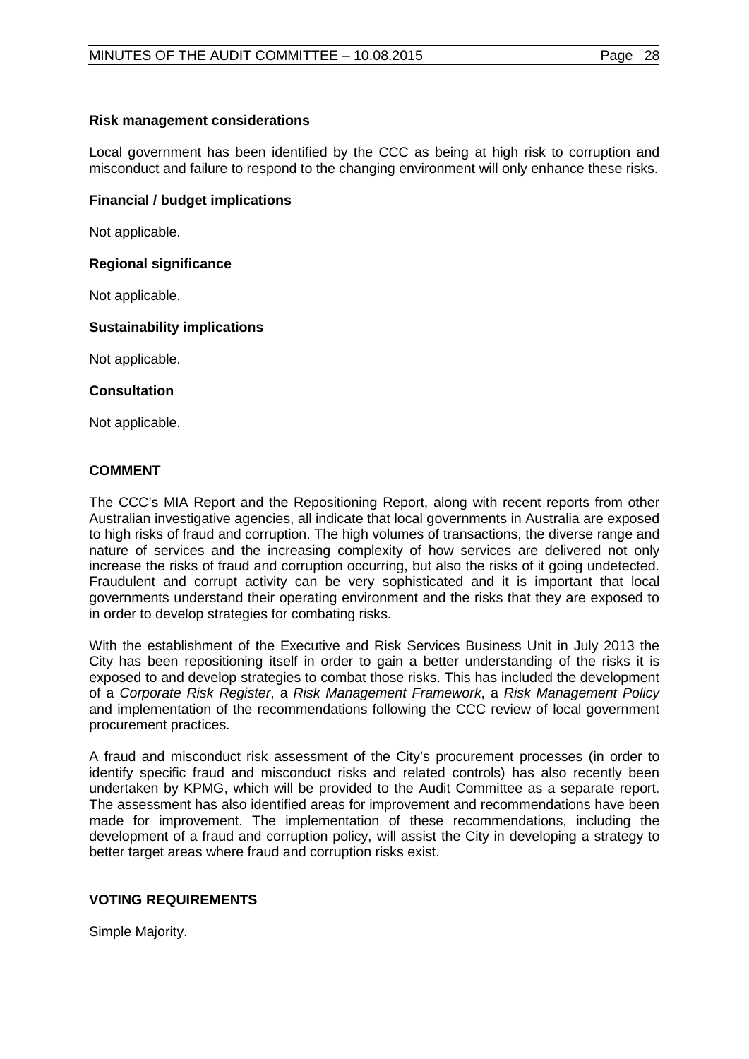**Risk management considerations**

Local government has been identified by the CCC as being at high risk to corruption and misconduct and failure to respond to the changing environment will only enhance these risks.

**Financial / budget implications**

Not applicable.

**Regional significance**

Not applicable.

**Sustainability implications**

Not applicable.

**Consultation**

Not applicable.

## COMMENT

The CCC's MIA Report and the Repositioning Report, along with recent reports from other Australian investigative agencies, all indicate that local governments in Australia are exposed to high risks of fraud and corruption. The high volumes of transactions, the diverse range and nature of services and the increasing complexity of how services are delivered not only increase the risks of fraud and corruption occurring, but also the risks of it going undetected. Fraudulent and corrupt activity can be very sophisticated and it is important that local governments understand their operating environment and the risks that they are exposed to in order to develop strategies for combating risks.

With the establishment of the Executive and Risk Services Business Unit in July 2013 the City has been repositioning itself in order to gain a better understanding of the risks it is exposed to and develop strategies to combat those risks. This has included the development of a *Corporate Risk Register*, a *Risk Management Framework*, a *Risk Management Policy* and implementation of the recommendations following the CCC review of local government procurement practices.

A fraud and misconduct risk assessment of the City's procurement processes (in order to identify specific fraud and misconduct risks and related controls) has also recently been undertaken by KPMG, which will be provided to the Audit Committee as a separate report. The assessment has also identified areas for improvement and recommendations have been made for improvement. The implementation of these recommendations, including the development of a fraud and corruption policy, will assist the City in developing a strategy to better target areas where fraud and corruption risks exist.

## VOTING REQUIREMENTS

Simple Majority.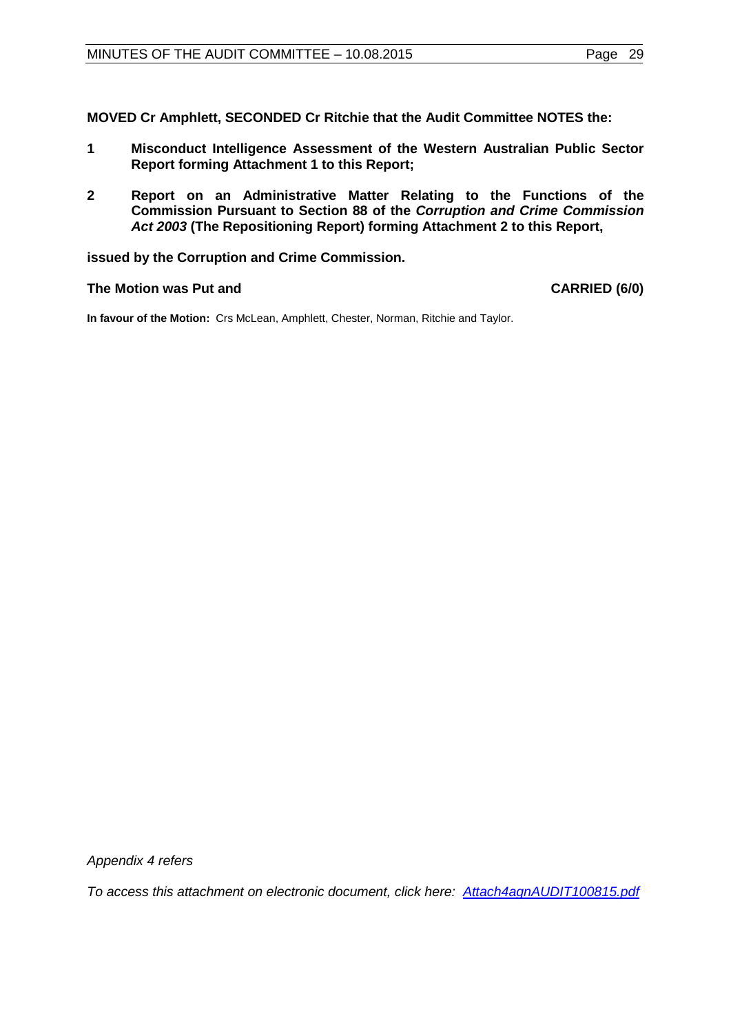**MOVED Cr Amphlett, SECONDED Cr Ritchie that the Audit Committee NOTES the:**

**1 Misconduct Intelligence Assessment of the Western Australian Public Sector Report forming Attachment 1 to this Report;**

**2 Report on an Administrative Matter Relating to the Functions of the Commission Pursuant to Section 88 of the *Corruption and Crime Commission Act 2003* (The Repositioning Report) forming Attachment 2 to this Report,**

**issued by the Corruption and Crime Commission.**

**The Motion was Put and CARRIED (6/0)**

**In favour of the Motion:** Crs McLean, Amphlett, Chester, Norman, Ritchie and Taylor.

*Appendix 4 refers*

*To access this attachment on electronic document, click here: Attach4agnAUDIT100815.pdf*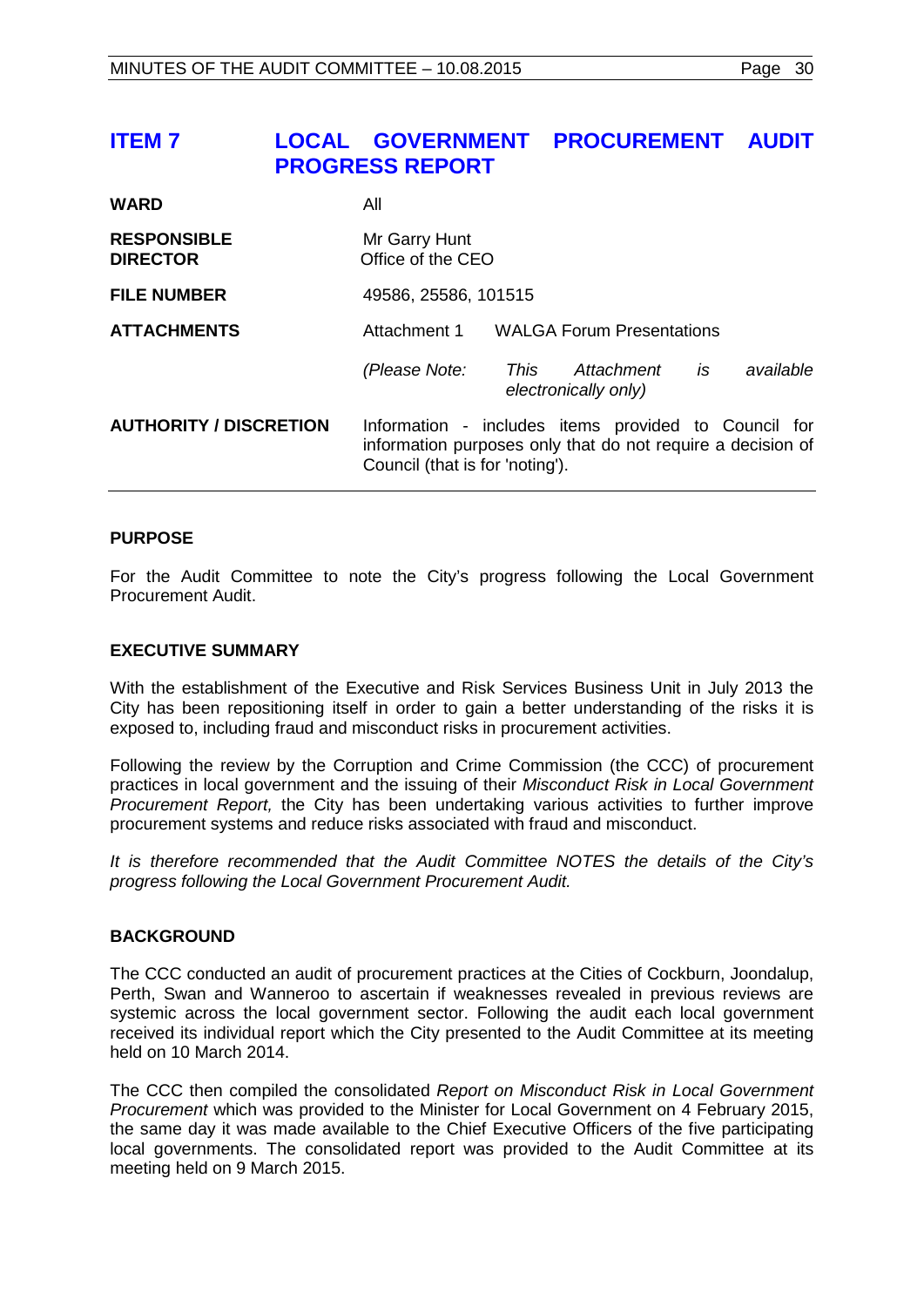# ITEM 7 LOCAL GOVERNMENT PROCUREMENT AUDIT PROGRESS REPORT

| | | |
|---|---|---|
| **WARD** | All | |
| **RESPONSIBLE DIRECTOR** | Mr Garry Hunt<br>Office of the CEO | |
| **FILE NUMBER** | 49586, 25586, 101515 | |
| **ATTACHMENTS** | Attachment 1 | WALGA Forum Presentations |
| | *(Please Note:* | *This Attachment is available electronically only)* |
| **AUTHORITY / DISCRETION** | Information - includes items provided to Council for information purposes only that do not require a decision of Council (that is for 'noting'). | |

## PURPOSE

For the Audit Committee to note the City's progress following the Local Government Procurement Audit.

## EXECUTIVE SUMMARY

With the establishment of the Executive and Risk Services Business Unit in July 2013 the City has been repositioning itself in order to gain a better understanding of the risks it is exposed to, including fraud and misconduct risks in procurement activities.

Following the review by the Corruption and Crime Commission (the CCC) of procurement practices in local government and the issuing of their *Misconduct Risk in Local Government Procurement Report,* the City has been undertaking various activities to further improve procurement systems and reduce risks associated with fraud and misconduct.

*It is therefore recommended that the Audit Committee NOTES the details of the City's progress following the Local Government Procurement Audit.*

## BACKGROUND

The CCC conducted an audit of procurement practices at the Cities of Cockburn, Joondalup, Perth, Swan and Wanneroo to ascertain if weaknesses revealed in previous reviews are systemic across the local government sector. Following the audit each local government received its individual report which the City presented to the Audit Committee at its meeting held on 10 March 2014.

The CCC then compiled the consolidated *Report on Misconduct Risk in Local Government Procurement* which was provided to the Minister for Local Government on 4 February 2015, the same day it was made available to the Chief Executive Officers of the five participating local governments. The consolidated report was provided to the Audit Committee at its meeting held on 9 March 2015.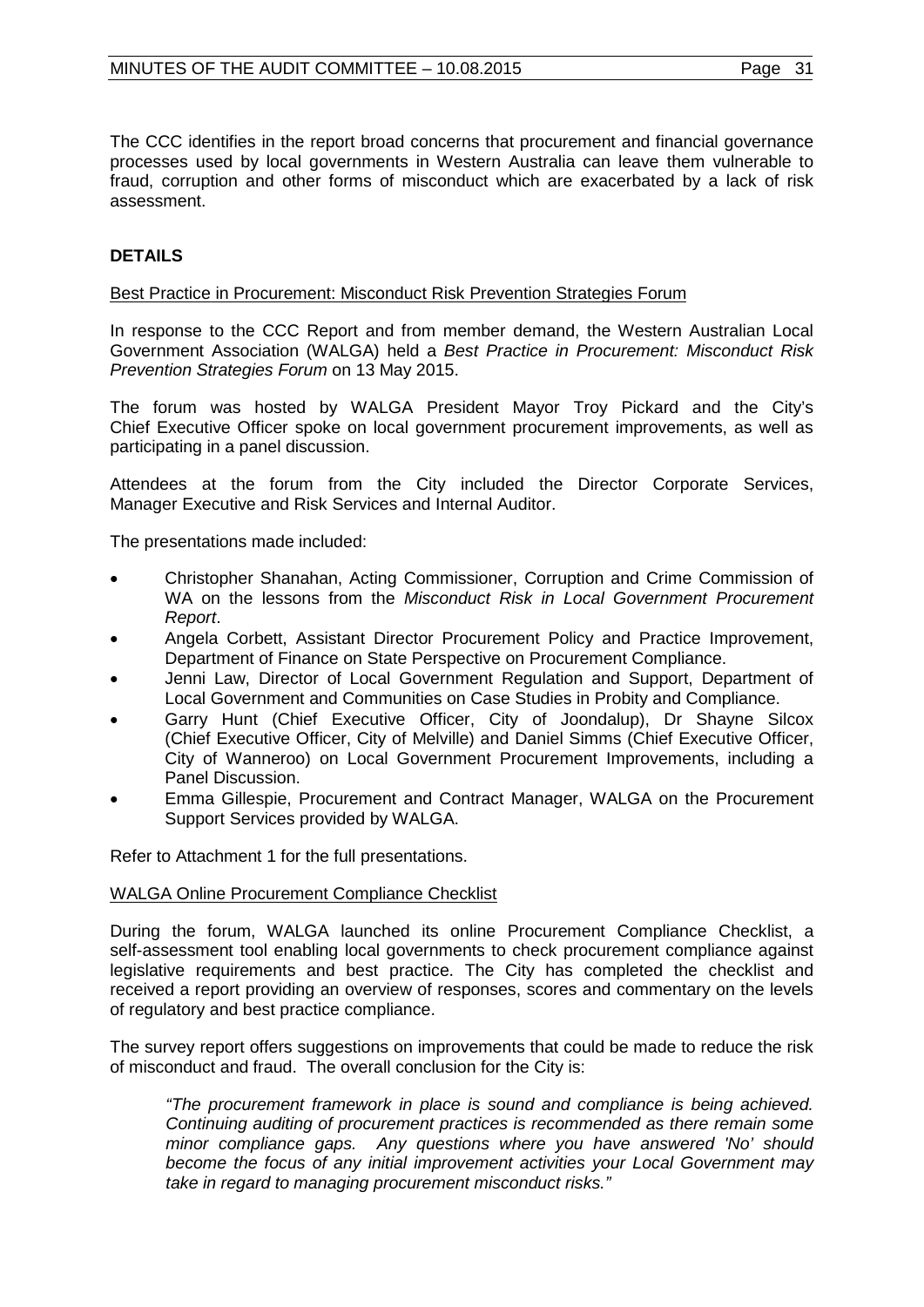The CCC identifies in the report broad concerns that procurement and financial governance processes used by local governments in Western Australia can leave them vulnerable to fraud, corruption and other forms of misconduct which are exacerbated by a lack of risk assessment.

## DETAILS

Best Practice in Procurement: Misconduct Risk Prevention Strategies Forum

In response to the CCC Report and from member demand, the Western Australian Local Government Association (WALGA) held a *Best Practice in Procurement: Misconduct Risk Prevention Strategies Forum* on 13 May 2015.

The forum was hosted by WALGA President Mayor Troy Pickard and the City's Chief Executive Officer spoke on local government procurement improvements, as well as participating in a panel discussion.

Attendees at the forum from the City included the Director Corporate Services, Manager Executive and Risk Services and Internal Auditor.

The presentations made included:

- Christopher Shanahan, Acting Commissioner, Corruption and Crime Commission of WA on the lessons from the *Misconduct Risk in Local Government Procurement Report*.
- Angela Corbett, Assistant Director Procurement Policy and Practice Improvement, Department of Finance on State Perspective on Procurement Compliance.
- Jenni Law, Director of Local Government Regulation and Support, Department of Local Government and Communities on Case Studies in Probity and Compliance.
- Garry Hunt (Chief Executive Officer, City of Joondalup), Dr Shayne Silcox (Chief Executive Officer, City of Melville) and Daniel Simms (Chief Executive Officer, City of Wanneroo) on Local Government Procurement Improvements, including a Panel Discussion.
- Emma Gillespie, Procurement and Contract Manager, WALGA on the Procurement Support Services provided by WALGA.

Refer to Attachment 1 for the full presentations.

WALGA Online Procurement Compliance Checklist

During the forum, WALGA launched its online Procurement Compliance Checklist, a self-assessment tool enabling local governments to check procurement compliance against legislative requirements and best practice. The City has completed the checklist and received a report providing an overview of responses, scores and commentary on the levels of regulatory and best practice compliance.

The survey report offers suggestions on improvements that could be made to reduce the risk of misconduct and fraud. The overall conclusion for the City is:

> *"The procurement framework in place is sound and compliance is being achieved. Continuing auditing of procurement practices is recommended as there remain some minor compliance gaps. Any questions where you have answered 'No' should become the focus of any initial improvement activities your Local Government may take in regard to managing procurement misconduct risks."*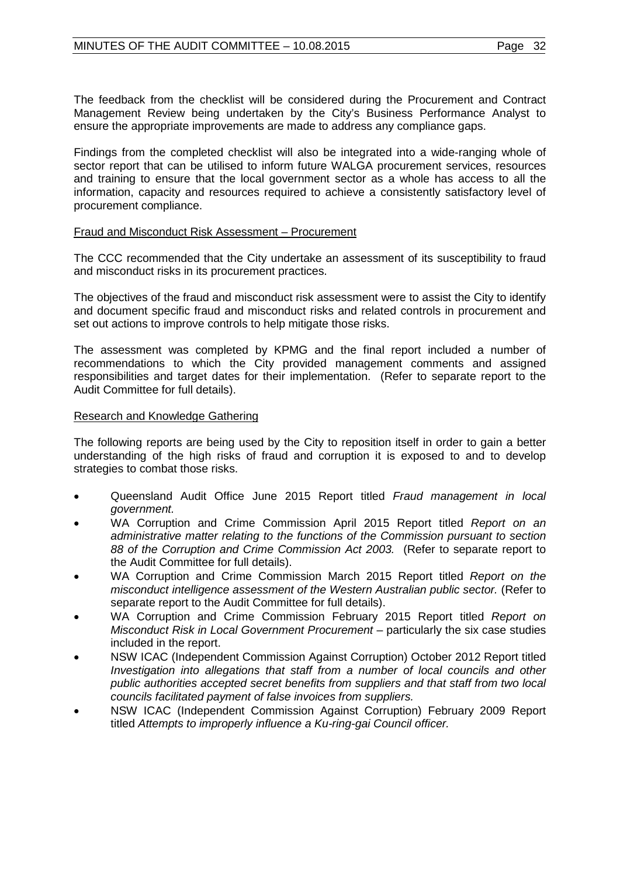The feedback from the checklist will be considered during the Procurement and Contract Management Review being undertaken by the City's Business Performance Analyst to ensure the appropriate improvements are made to address any compliance gaps.

Findings from the completed checklist will also be integrated into a wide-ranging whole of sector report that can be utilised to inform future WALGA procurement services, resources and training to ensure that the local government sector as a whole has access to all the information, capacity and resources required to achieve a consistently satisfactory level of procurement compliance.

<u>Fraud and Misconduct Risk Assessment – Procurement</u>

The CCC recommended that the City undertake an assessment of its susceptibility to fraud and misconduct risks in its procurement practices.

The objectives of the fraud and misconduct risk assessment were to assist the City to identify and document specific fraud and misconduct risks and related controls in procurement and set out actions to improve controls to help mitigate those risks.

The assessment was completed by KPMG and the final report included a number of recommendations to which the City provided management comments and assigned responsibilities and target dates for their implementation. (Refer to separate report to the Audit Committee for full details).

<u>Research and Knowledge Gathering</u>

The following reports are being used by the City to reposition itself in order to gain a better understanding of the high risks of fraud and corruption it is exposed to and to develop strategies to combat those risks.

- Queensland Audit Office June 2015 Report titled *Fraud management in local government.*
- WA Corruption and Crime Commission April 2015 Report titled *Report on an administrative matter relating to the functions of the Commission pursuant to section 88 of the Corruption and Crime Commission Act 2003.* (Refer to separate report to the Audit Committee for full details).
- WA Corruption and Crime Commission March 2015 Report titled *Report on the misconduct intelligence assessment of the Western Australian public sector.* (Refer to separate report to the Audit Committee for full details).
- WA Corruption and Crime Commission February 2015 Report titled *Report on Misconduct Risk in Local Government Procurement* – particularly the six case studies included in the report.
- NSW ICAC (Independent Commission Against Corruption) October 2012 Report titled *Investigation into allegations that staff from a number of local councils and other public authorities accepted secret benefits from suppliers and that staff from two local councils facilitated payment of false invoices from suppliers.*
- NSW ICAC (Independent Commission Against Corruption) February 2009 Report titled *Attempts to improperly influence a Ku-ring-gai Council officer.*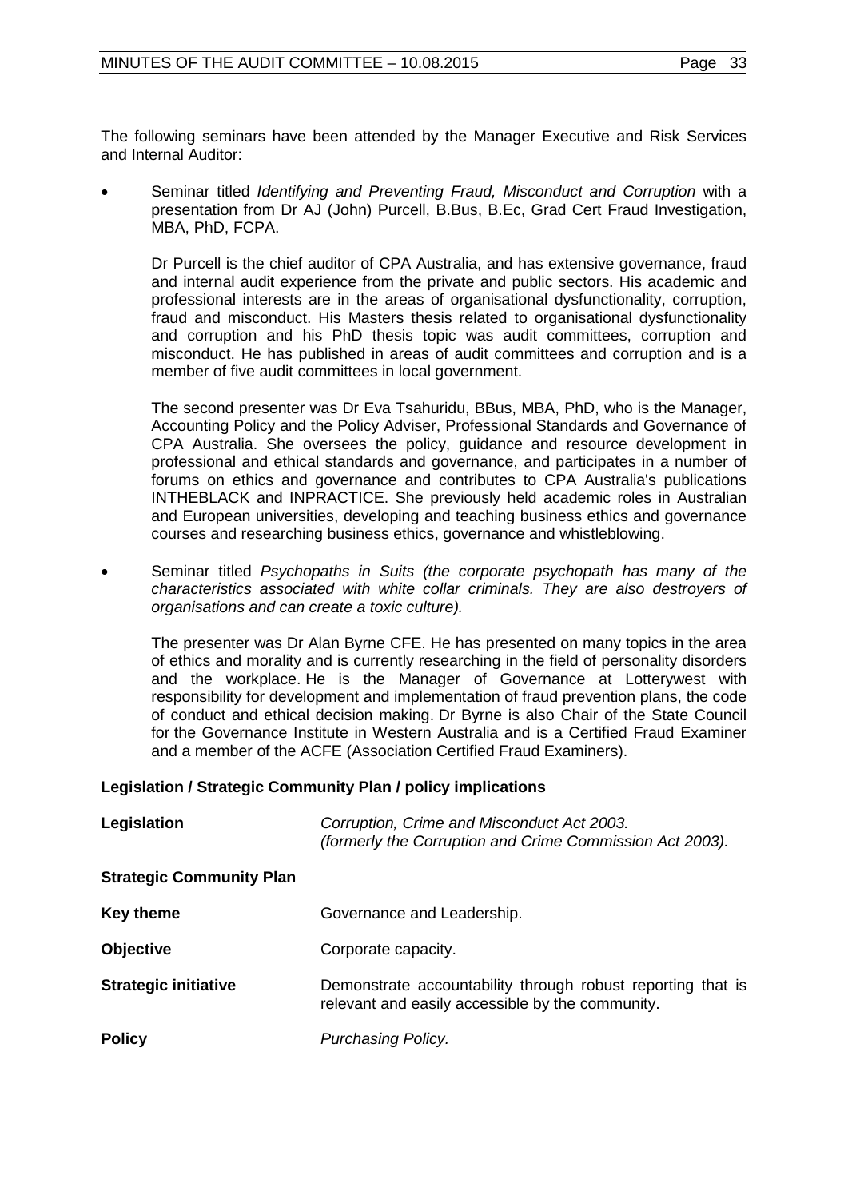The following seminars have been attended by the Manager Executive and Risk Services and Internal Auditor:

- Seminar titled *Identifying and Preventing Fraud, Misconduct and Corruption* with a presentation from Dr AJ (John) Purcell, B.Bus, B.Ec, Grad Cert Fraud Investigation, MBA, PhD, FCPA.

  Dr Purcell is the chief auditor of CPA Australia, and has extensive governance, fraud and internal audit experience from the private and public sectors. His academic and professional interests are in the areas of organisational dysfunctionality, corruption, fraud and misconduct. His Masters thesis related to organisational dysfunctionality and corruption and his PhD thesis topic was audit committees, corruption and misconduct. He has published in areas of audit committees and corruption and is a member of five audit committees in local government.

  The second presenter was Dr Eva Tsahuridu, BBus, MBA, PhD, who is the Manager, Accounting Policy and the Policy Adviser, Professional Standards and Governance of CPA Australia. She oversees the policy, guidance and resource development in professional and ethical standards and governance, and participates in a number of forums on ethics and governance and contributes to CPA Australia's publications INTHEBLACK and INPRACTICE. She previously held academic roles in Australian and European universities, developing and teaching business ethics and governance courses and researching business ethics, governance and whistleblowing.

- Seminar titled *Psychopaths in Suits (the corporate psychopath has many of the characteristics associated with white collar criminals. They are also destroyers of organisations and can create a toxic culture).*

  The presenter was Dr Alan Byrne CFE. He has presented on many topics in the area of ethics and morality and is currently researching in the field of personality disorders and the workplace. He is the Manager of Governance at Lotterywest with responsibility for development and implementation of fraud prevention plans, the code of conduct and ethical decision making. Dr Byrne is also Chair of the State Council for the Governance Institute in Western Australia and is a Certified Fraud Examiner and a member of the ACFE (Association Certified Fraud Examiners).

**Legislation / Strategic Community Plan / policy implications**

| | |
|---|---|
| **Legislation** | *Corruption, Crime and Misconduct Act 2003. (formerly the Corruption and Crime Commission Act 2003).* |
| **Strategic Community Plan** | |
| **Key theme** | Governance and Leadership. |
| **Objective** | Corporate capacity. |
| **Strategic initiative** | Demonstrate accountability through robust reporting that is relevant and easily accessible by the community. |
| **Policy** | *Purchasing Policy.* |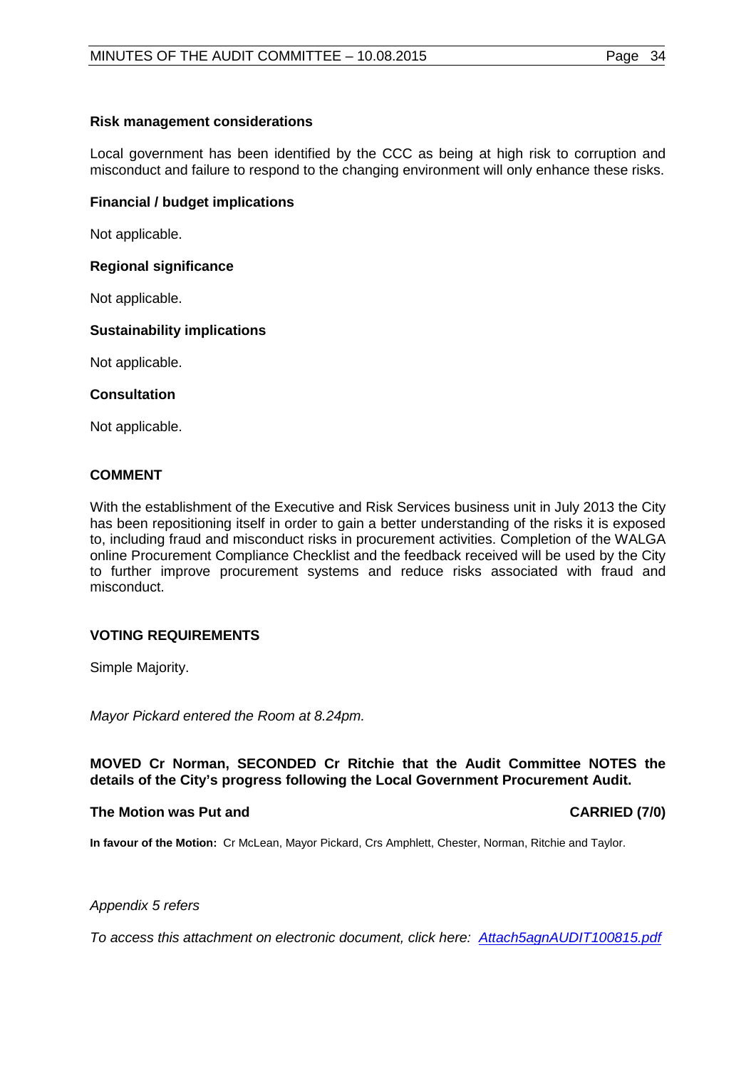**Risk management considerations**

Local government has been identified by the CCC as being at high risk to corruption and misconduct and failure to respond to the changing environment will only enhance these risks.

**Financial / budget implications**

Not applicable.

**Regional significance**

Not applicable.

**Sustainability implications**

Not applicable.

**Consultation**

Not applicable.

## COMMENT

With the establishment of the Executive and Risk Services business unit in July 2013 the City has been repositioning itself in order to gain a better understanding of the risks it is exposed to, including fraud and misconduct risks in procurement activities. Completion of the WALGA online Procurement Compliance Checklist and the feedback received will be used by the City to further improve procurement systems and reduce risks associated with fraud and misconduct.

## VOTING REQUIREMENTS

Simple Majority.

*Mayor Pickard entered the Room at 8.24pm.*

**MOVED Cr Norman, SECONDED Cr Ritchie that the Audit Committee NOTES the details of the City's progress following the Local Government Procurement Audit.**

**The Motion was Put and CARRIED (7/0)**

**In favour of the Motion:** Cr McLean, Mayor Pickard, Crs Amphlett, Chester, Norman, Ritchie and Taylor.

*Appendix 5 refers*

*To access this attachment on electronic document, click here: Attach5agnAUDIT100815.pdf*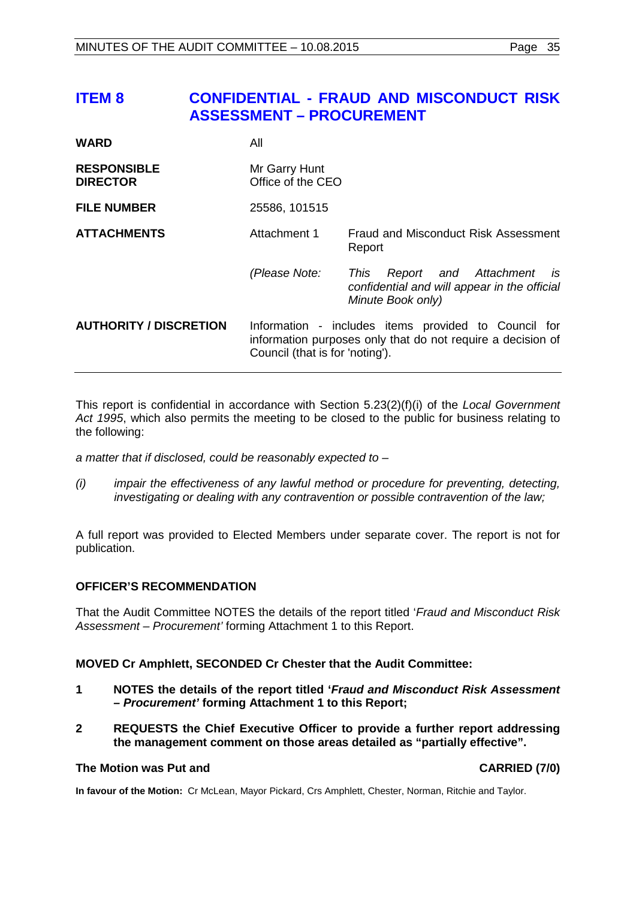# ITEM 8 CONFIDENTIAL - FRAUD AND MISCONDUCT RISK ASSESSMENT – PROCUREMENT

| | | |
|---|---|---|
| **WARD** | All | |
| **RESPONSIBLE DIRECTOR** | Mr Garry Hunt<br>Office of the CEO | |
| **FILE NUMBER** | 25586, 101515 | |
| **ATTACHMENTS** | Attachment 1 | Fraud and Misconduct Risk Assessment Report |
| | *(Please Note:* | *This Report and Attachment is confidential and will appear in the official Minute Book only)* |
| **AUTHORITY / DISCRETION** | Information - includes items provided to Council for information purposes only that do not require a decision of Council (that is for 'noting'). | |

This report is confidential in accordance with Section 5.23(2)(f)(i) of the *Local Government Act 1995*, which also permits the meeting to be closed to the public for business relating to the following:

*a matter that if disclosed, could be reasonably expected to –*

*(i) impair the effectiveness of any lawful method or procedure for preventing, detecting, investigating or dealing with any contravention or possible contravention of the law;*

A full report was provided to Elected Members under separate cover. The report is not for publication.

**OFFICER'S RECOMMENDATION**

That the Audit Committee NOTES the details of the report titled '*Fraud and Misconduct Risk Assessment – Procurement'* forming Attachment 1 to this Report.

**MOVED Cr Amphlett, SECONDED Cr Chester that the Audit Committee:**

1. **NOTES the details of the report titled '*Fraud and Misconduct Risk Assessment – Procurement'* forming Attachment 1 to this Report;**
2. **REQUESTS the Chief Executive Officer to provide a further report addressing the management comment on those areas detailed as "partially effective".**

**The Motion was Put and CARRIED (7/0)**

**In favour of the Motion:** Cr McLean, Mayor Pickard, Crs Amphlett, Chester, Norman, Ritchie and Taylor.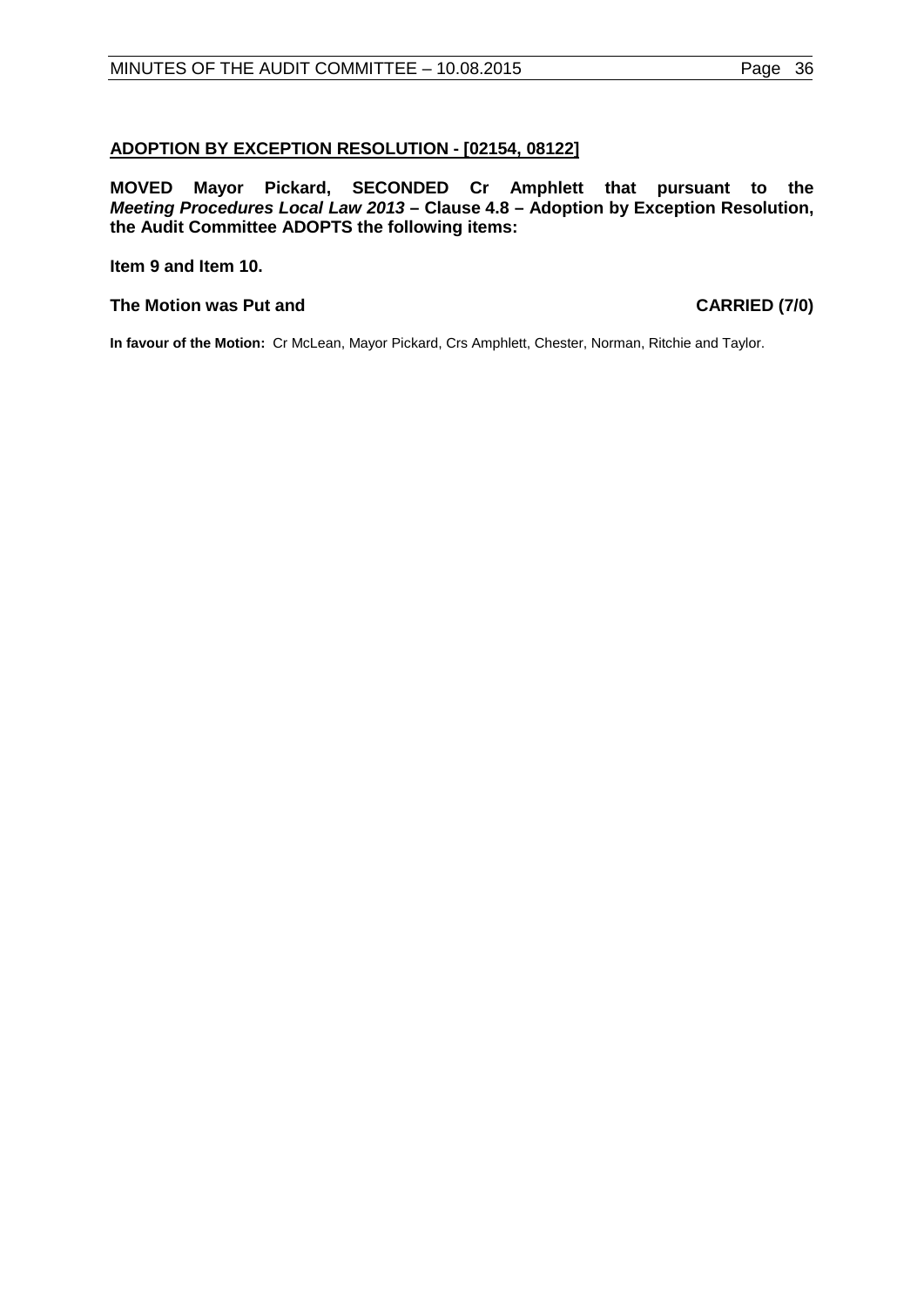## ADOPTION BY EXCEPTION RESOLUTION - [02154, 08122]

**MOVED Mayor Pickard, SECONDED Cr Amphlett that pursuant to the *Meeting Procedures Local Law 2013* – Clause 4.8 – Adoption by Exception Resolution, the Audit Committee ADOPTS the following items:**

**Item 9 and Item 10.**

**The Motion was Put and CARRIED (7/0)**

**In favour of the Motion:** Cr McLean, Mayor Pickard, Crs Amphlett, Chester, Norman, Ritchie and Taylor.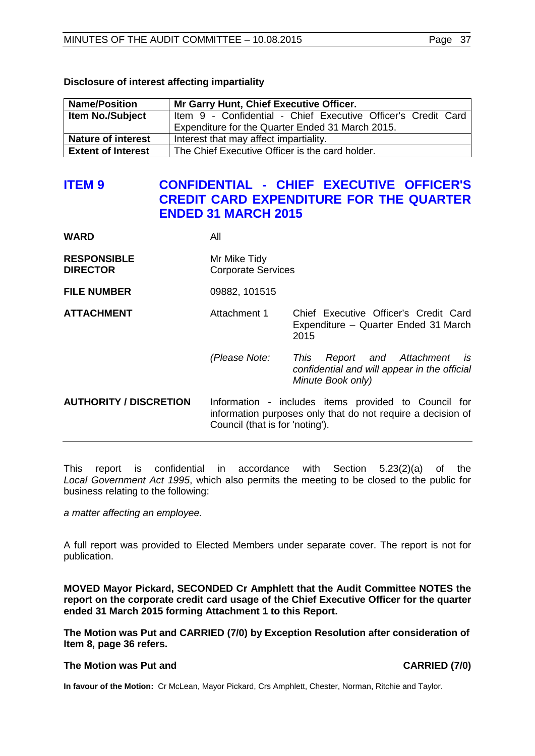**Disclosure of interest affecting impartiality**

| **Name/Position** | **Mr Garry Hunt, Chief Executive Officer.** |
|---|---|
| **Item No./Subject** | Item 9 - Confidential - Chief Executive Officer's Credit Card Expenditure for the Quarter Ended 31 March 2015. |
| **Nature of interest** | Interest that may affect impartiality. |
| **Extent of Interest** | The Chief Executive Officer is the card holder. |

## ITEM 9 CONFIDENTIAL - CHIEF EXECUTIVE OFFICER'S CREDIT CARD EXPENDITURE FOR THE QUARTER ENDED 31 MARCH 2015

**WARD** All

**RESPONSIBLE DIRECTOR** Mr Mike Tidy
Corporate Services

**FILE NUMBER** 09882, 101515

**ATTACHMENT** Attachment 1 Chief Executive Officer's Credit Card Expenditure – Quarter Ended 31 March 2015

*(Please Note: This Report and Attachment is confidential and will appear in the official Minute Book only)*

**AUTHORITY / DISCRETION** Information - includes items provided to Council for information purposes only that do not require a decision of Council (that is for 'noting').

---

This report is confidential in accordance with Section 5.23(2)(a) of the *Local Government Act 1995*, which also permits the meeting to be closed to the public for business relating to the following:

*a matter affecting an employee.*

A full report was provided to Elected Members under separate cover. The report is not for publication.

**MOVED Mayor Pickard, SECONDED Cr Amphlett that the Audit Committee NOTES the report on the corporate credit card usage of the Chief Executive Officer for the quarter ended 31 March 2015 forming Attachment 1 to this Report.**

**The Motion was Put and CARRIED (7/0) by Exception Resolution after consideration of Item 8, page 36 refers.**

**The Motion was Put and CARRIED (7/0)**

**In favour of the Motion:** Cr McLean, Mayor Pickard, Crs Amphlett, Chester, Norman, Ritchie and Taylor.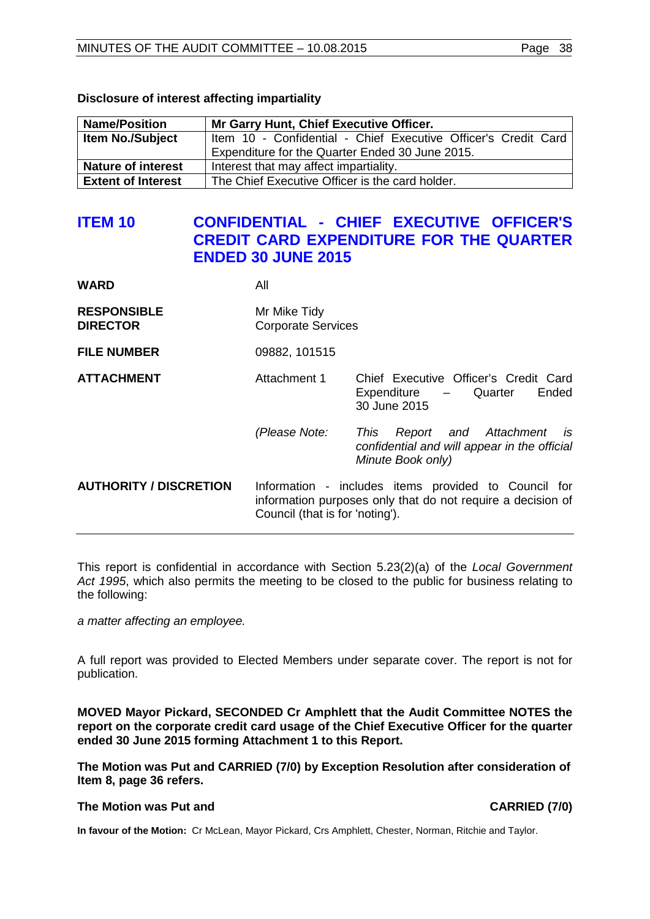**Disclosure of interest affecting impartiality**

| **Name/Position** | **Mr Garry Hunt, Chief Executive Officer.** |
|---|---|
| **Item No./Subject** | Item 10 - Confidential - Chief Executive Officer's Credit Card Expenditure for the Quarter Ended 30 June 2015. |
| **Nature of interest** | Interest that may affect impartiality. |
| **Extent of Interest** | The Chief Executive Officer is the card holder. |

## ITEM 10 CONFIDENTIAL - CHIEF EXECUTIVE OFFICER'S CREDIT CARD EXPENDITURE FOR THE QUARTER ENDED 30 JUNE 2015

| | | |
|---|---|---|
| **WARD** | All | |
| **RESPONSIBLE DIRECTOR** | Mr Mike Tidy<br>Corporate Services | |
| **FILE NUMBER** | 09882, 101515 | |
| **ATTACHMENT** | Attachment 1 | Chief Executive Officer's Credit Card Expenditure – Quarter Ended 30 June 2015 |
| | *(Please Note:* | *This Report and Attachment is confidential and will appear in the official Minute Book only)* |
| **AUTHORITY / DISCRETION** | Information - includes items provided to Council for information purposes only that do not require a decision of Council (that is for 'noting'). | |

This report is confidential in accordance with Section 5.23(2)(a) of the *Local Government Act 1995*, which also permits the meeting to be closed to the public for business relating to the following:

*a matter affecting an employee.*

A full report was provided to Elected Members under separate cover. The report is not for publication.

**MOVED Mayor Pickard, SECONDED Cr Amphlett that the Audit Committee NOTES the report on the corporate credit card usage of the Chief Executive Officer for the quarter ended 30 June 2015 forming Attachment 1 to this Report.**

**The Motion was Put and CARRIED (7/0) by Exception Resolution after consideration of Item 8, page 36 refers.**

**The Motion was Put and CARRIED (7/0)**

**In favour of the Motion:** Cr McLean, Mayor Pickard, Crs Amphlett, Chester, Norman, Ritchie and Taylor.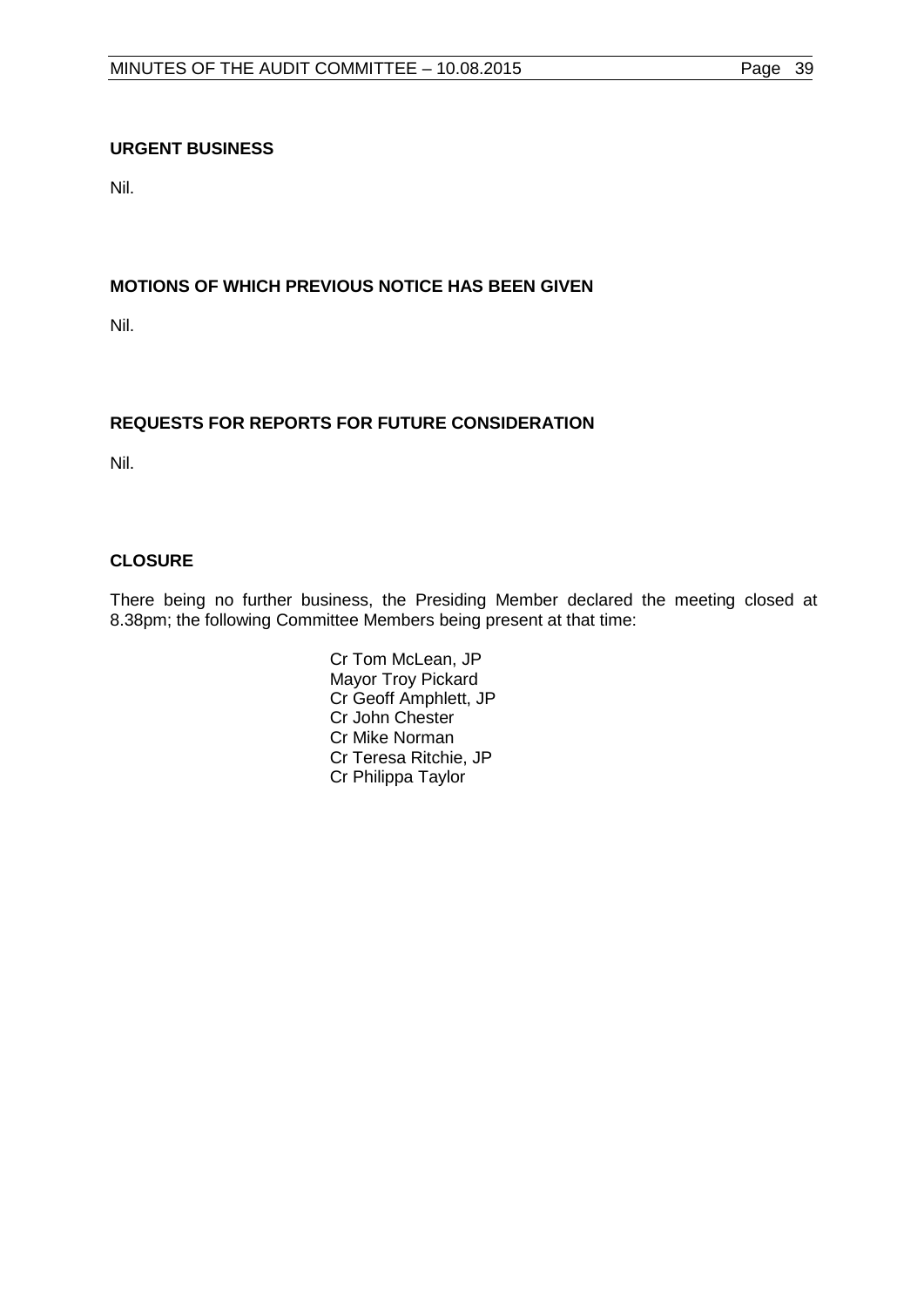**URGENT BUSINESS**

Nil.

**MOTIONS OF WHICH PREVIOUS NOTICE HAS BEEN GIVEN**

Nil.

**REQUESTS FOR REPORTS FOR FUTURE CONSIDERATION**

Nil.

**CLOSURE**

There being no further business, the Presiding Member declared the meeting closed at 8.38pm; the following Committee Members being present at that time:

Cr Tom McLean, JP
Mayor Troy Pickard
Cr Geoff Amphlett, JP
Cr John Chester
Cr Mike Norman
Cr Teresa Ritchie, JP
Cr Philippa Taylor